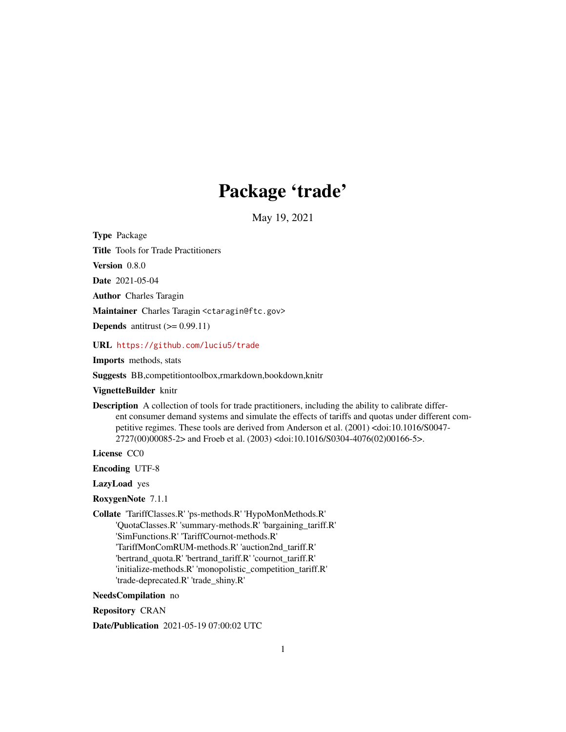# Package 'trade'

May 19, 2021

**Type** Package

**Title** Tools for Trade Practitioners

**Version** 0.8.0

**Date** 2021-05-04

**Author** Charles Taragin

**Maintainer** Charles Taragin <ctaragin@ftc.gov>

**Depends** antitrust (>= 0.99.11)

**URL** https://github.com/luciu5/trade

**Imports** methods, stats

**Suggests** BB,competitiontoolbox,rmarkdown,bookdown,knitr

**VignetteBuilder** knitr

**Description** A collection of tools for trade practitioners, including the ability to calibrate different consumer demand systems and simulate the effects of tariffs and quotas under different competitive regimes. These tools are derived from Anderson et al. (2001) <doi:10.1016/S0047-2727(00)00085-2> and Froeb et al. (2003) <doi:10.1016/S0304-4076(02)00166-5>.

**License** CC0

**Encoding** UTF-8

**LazyLoad** yes

**RoxygenNote** 7.1.1

**Collate** 'TariffClasses.R' 'ps-methods.R' 'HypoMonMethods.R' 'QuotaClasses.R' 'summary-methods.R' 'bargaining_tariff.R' 'SimFunctions.R' 'TariffCournot-methods.R' 'TariffMonComRUM-methods.R' 'auction2nd_tariff.R' 'bertrand_quota.R' 'bertrand_tariff.R' 'cournot_tariff.R' 'initialize-methods.R' 'monopolistic_competition_tariff.R' 'trade-deprecated.R' 'trade_shiny.R'

**NeedsCompilation** no

**Repository** CRAN

**Date/Publication** 2021-05-19 07:00:02 UTC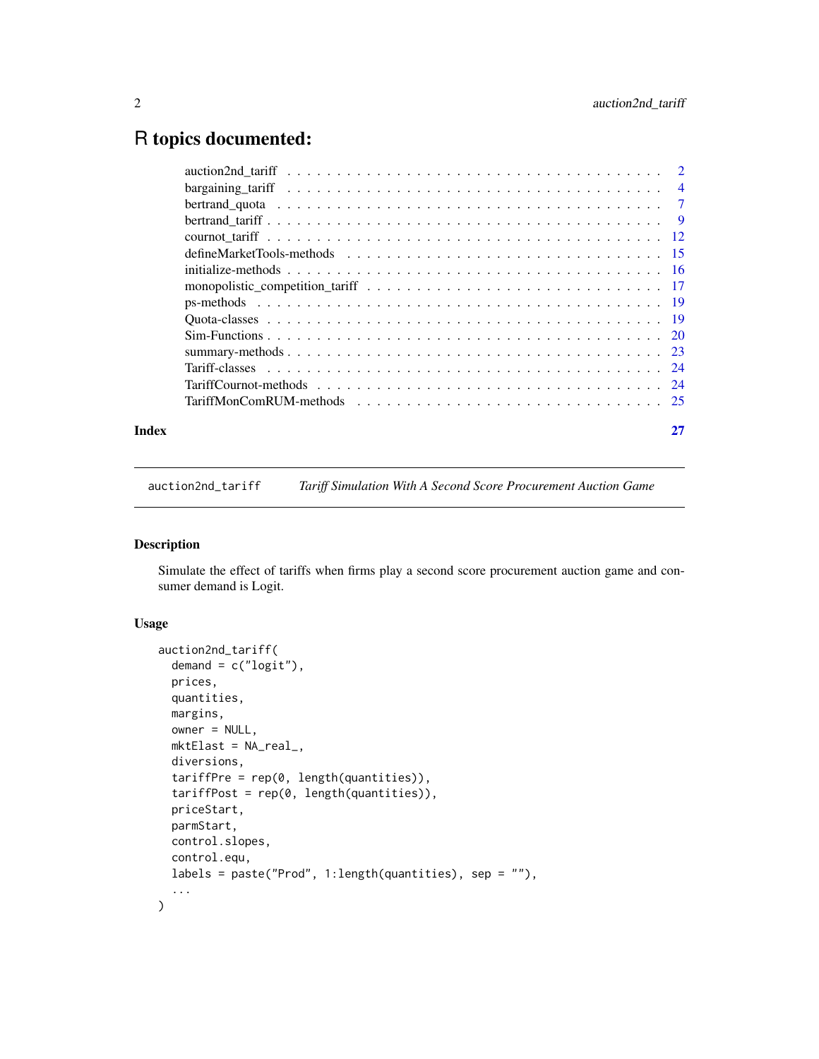# R topics documented:

| | |
|---|---|
| auction2nd_tariff | 2 |
| bargaining_tariff | 4 |
| bertrand_quota | 7 |
| bertrand_tariff | 9 |
| cournot_tariff | 12 |
| defineMarketTools-methods | 15 |
| initialize-methods | 16 |
| monopolistic_competition_tariff | 17 |
| ps-methods | 19 |
| Quota-classes | 19 |
| Sim-Functions | 20 |
| summary-methods | 23 |
| Tariff-classes | 24 |
| TariffCournot-methods | 24 |
| TariffMonComRUM-methods | 25 |
| **Index** | **27** |

---

auction2nd_tariff    *Tariff Simulation With A Second Score Procurement Auction Game*

---

## Description

Simulate the effect of tariffs when firms play a second score procurement auction game and consumer demand is Logit.

## Usage

```
auction2nd_tariff(
  demand = c("logit"),
  prices,
  quantities,
  margins,
  owner = NULL,
  mktElast = NA_real_,
  diversions,
  tariffPre = rep(0, length(quantities)),
  tariffPost = rep(0, length(quantities)),
  priceStart,
  parmStart,
  control.slopes,
  control.equ,
  labels = paste("Prod", 1:length(quantities), sep = ""),
  ...
)
```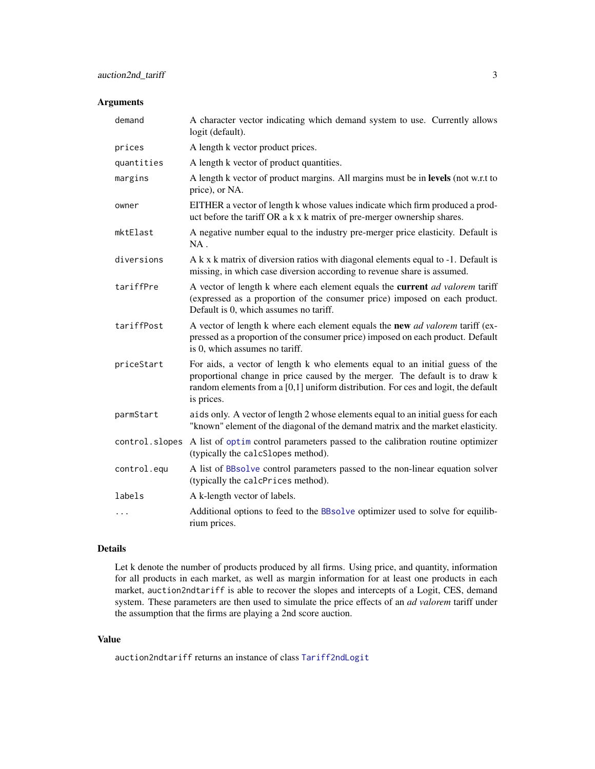## Arguments

| | |
|---|---|
| `demand` | A character vector indicating which demand system to use. Currently allows logit (default). |
| `prices` | A length k vector product prices. |
| `quantities` | A length k vector of product quantities. |
| `margins` | A length k vector of product margins. All margins must be in **levels** (not w.r.t to price), or NA. |
| `owner` | EITHER a vector of length k whose values indicate which firm produced a product before the tariff OR a k x k matrix of pre-merger ownership shares. |
| `mktElast` | A negative number equal to the industry pre-merger price elasticity. Default is NA . |
| `diversions` | A k x k matrix of diversion ratios with diagonal elements equal to -1. Default is missing, in which case diversion according to revenue share is assumed. |
| `tariffPre` | A vector of length k where each element equals the **current** *ad valorem* tariff (expressed as a proportion of the consumer price) imposed on each product. Default is 0, which assumes no tariff. |
| `tariffPost` | A vector of length k where each element equals the **new** *ad valorem* tariff (expressed as a proportion of the consumer price) imposed on each product. Default is 0, which assumes no tariff. |
| `priceStart` | For aids, a vector of length k who elements equal to an initial guess of the proportional change in price caused by the merger. The default is to draw k random elements from a [0,1] uniform distribution. For ces and logit, the default is prices. |
| `parmStart` | `aids` only. A vector of length 2 whose elements equal to an initial guess for each "known" element of the diagonal of the demand matrix and the market elasticity. |
| `control.slopes` | A list of `optim` control parameters passed to the calibration routine optimizer (typically the `calcSlopes` method). |
| `control.equ` | A list of `BBsolve` control parameters passed to the non-linear equation solver (typically the `calcPrices` method). |
| `labels` | A k-length vector of labels. |
| `...` | Additional options to feed to the `BBsolve` optimizer used to solve for equilibrium prices. |

## Details

Let k denote the number of products produced by all firms. Using price, and quantity, information for all products in each market, as well as margin information for at least one products in each market, `auction2ndtariff` is able to recover the slopes and intercepts of a Logit, CES, demand system. These parameters are then used to simulate the price effects of an *ad valorem* tariff under the assumption that the firms are playing a 2nd score auction.

## Value

`auction2ndtariff` returns an instance of class `Tariff2ndLogit`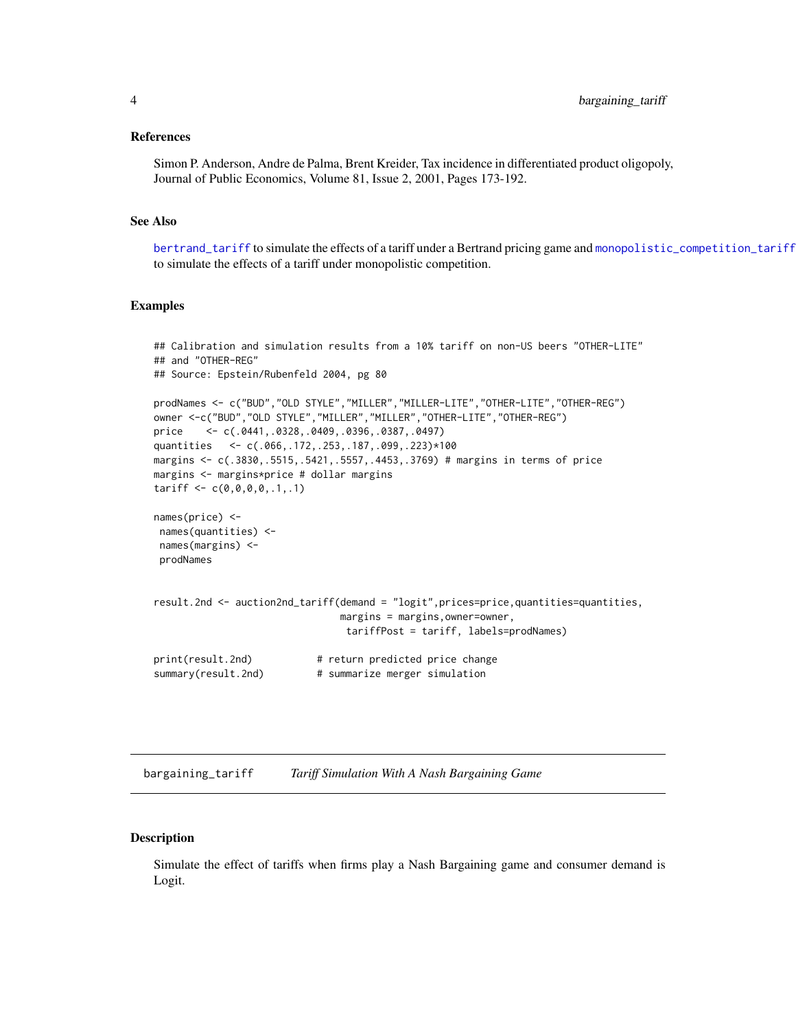### References

Simon P. Anderson, Andre de Palma, Brent Kreider, Tax incidence in differentiated product oligopoly, Journal of Public Economics, Volume 81, Issue 2, 2001, Pages 173-192.

### See Also

bertrand_tariff to simulate the effects of a tariff under a Bertrand pricing game and monopolistic_competition_tariff to simulate the effects of a tariff under monopolistic competition.

### Examples

```
## Calibration and simulation results from a 10% tariff on non-US beers "OTHER-LITE"
## and "OTHER-REG"
## Source: Epstein/Rubenfeld 2004, pg 80

prodNames <- c("BUD","OLD STYLE","MILLER","MILLER-LITE","OTHER-LITE","OTHER-REG")
owner <-c("BUD","OLD STYLE","MILLER","MILLER","OTHER-LITE","OTHER-REG")
price    <- c(.0441,.0328,.0409,.0396,.0387,.0497)
quantities   <- c(.066,.172,.253,.187,.099,.223)*100
margins <- c(.3830,.5515,.5421,.5557,.4453,.3769) # margins in terms of price
margins <- margins*price # dollar margins
tariff <- c(0,0,0,0,.1,.1)

names(price) <-
 names(quantities) <-
 names(margins) <-
 prodNames


result.2nd <- auction2nd_tariff(demand = "logit",prices=price,quantities=quantities,
                                margins = margins,owner=owner,
                                 tariffPost = tariff, labels=prodNames)

print(result.2nd)           # return predicted price change
summary(result.2nd)         # summarize merger simulation
```

## bargaining_tariff    *Tariff Simulation With A Nash Bargaining Game*

### Description

Simulate the effect of tariffs when firms play a Nash Bargaining game and consumer demand is Logit.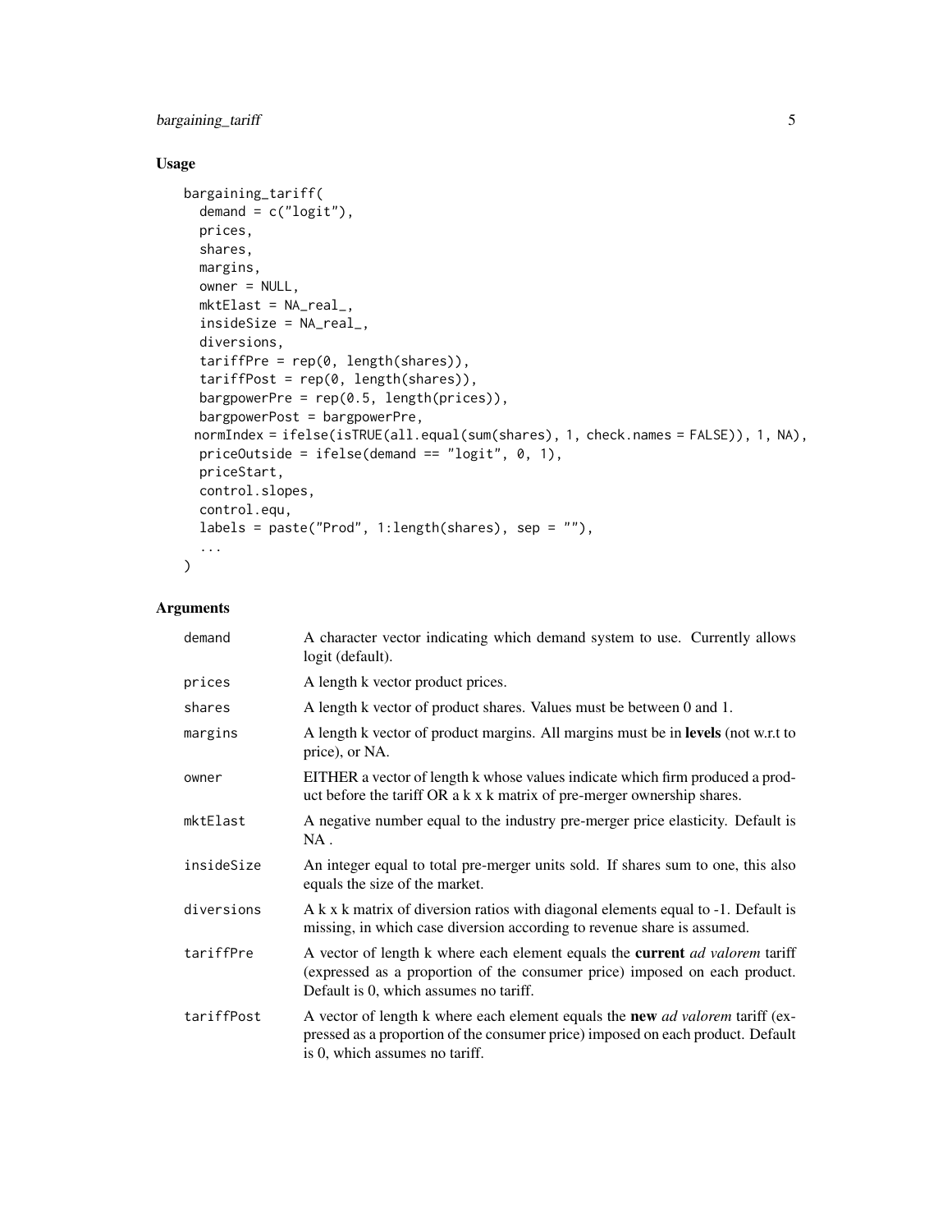## Usage

```
bargaining_tariff(
  demand = c("logit"),
  prices,
  shares,
  margins,
  owner = NULL,
  mktElast = NA_real_,
  insideSize = NA_real_,
  diversions,
  tariffPre = rep(0, length(shares)),
  tariffPost = rep(0, length(shares)),
  bargpowerPre = rep(0.5, length(prices)),
  bargpowerPost = bargpowerPre,
 normIndex = ifelse(isTRUE(all.equal(sum(shares), 1, check.names = FALSE)), 1, NA),
  priceOutside = ifelse(demand == "logit", 0, 1),
  priceStart,
  control.slopes,
  control.equ,
  labels = paste("Prod", 1:length(shares), sep = ""),
  ...
)
```

## Arguments

| | |
|---|---|
| demand | A character vector indicating which demand system to use. Currently allows logit (default). |
| prices | A length k vector product prices. |
| shares | A length k vector of product shares. Values must be between 0 and 1. |
| margins | A length k vector of product margins. All margins must be in **levels** (not w.r.t to price), or NA. |
| owner | EITHER a vector of length k whose values indicate which firm produced a product before the tariff OR a k x k matrix of pre-merger ownership shares. |
| mktElast | A negative number equal to the industry pre-merger price elasticity. Default is NA . |
| insideSize | An integer equal to total pre-merger units sold. If shares sum to one, this also equals the size of the market. |
| diversions | A k x k matrix of diversion ratios with diagonal elements equal to -1. Default is missing, in which case diversion according to revenue share is assumed. |
| tariffPre | A vector of length k where each element equals the **current** *ad valorem* tariff (expressed as a proportion of the consumer price) imposed on each product. Default is 0, which assumes no tariff. |
| tariffPost | A vector of length k where each element equals the **new** *ad valorem* tariff (expressed as a proportion of the consumer price) imposed on each product. Default is 0, which assumes no tariff. |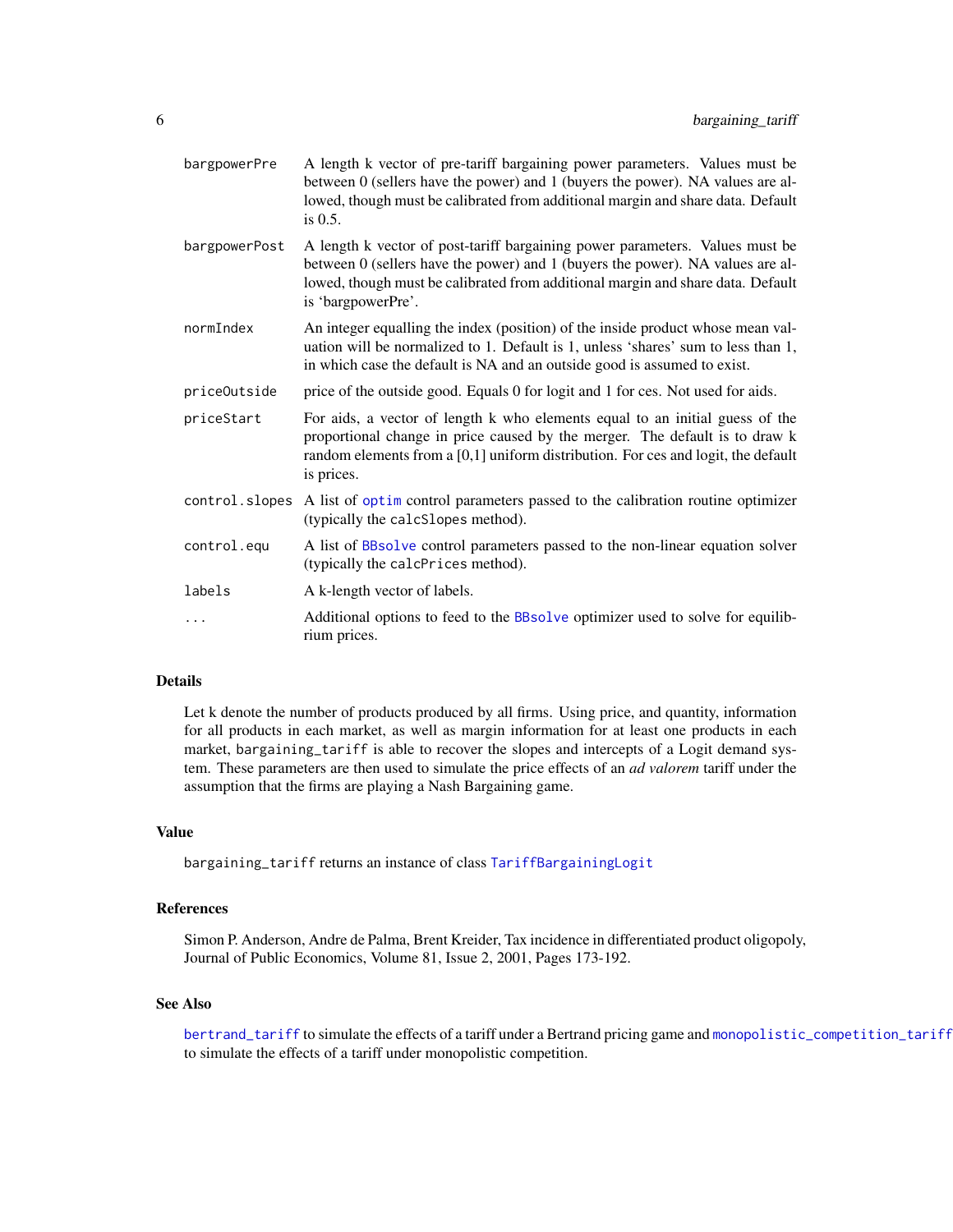| | |
|---|---|
| bargpowerPre | A length k vector of pre-tariff bargaining power parameters. Values must be between 0 (sellers have the power) and 1 (buyers the power). NA values are allowed, though must be calibrated from additional margin and share data. Default is 0.5. |
| bargpowerPost | A length k vector of post-tariff bargaining power parameters. Values must be between 0 (sellers have the power) and 1 (buyers the power). NA values are allowed, though must be calibrated from additional margin and share data. Default is 'bargpowerPre'. |
| normIndex | An integer equalling the index (position) of the inside product whose mean valuation will be normalized to 1. Default is 1, unless 'shares' sum to less than 1, in which case the default is NA and an outside good is assumed to exist. |
| priceOutside | price of the outside good. Equals 0 for logit and 1 for ces. Not used for aids. |
| priceStart | For aids, a vector of length k who elements equal to an initial guess of the proportional change in price caused by the merger. The default is to draw k random elements from a [0,1] uniform distribution. For ces and logit, the default is prices. |
| control.slopes | A list of `optim` control parameters passed to the calibration routine optimizer (typically the `calcSlopes` method). |
| control.equ | A list of `BBsolve` control parameters passed to the non-linear equation solver (typically the `calcPrices` method). |
| labels | A k-length vector of labels. |
| ... | Additional options to feed to the `BBsolve` optimizer used to solve for equilibrium prices. |

## Details

Let k denote the number of products produced by all firms. Using price, and quantity, information for all products in each market, as well as margin information for at least one products in each market, `bargaining_tariff` is able to recover the slopes and intercepts of a Logit demand system. These parameters are then used to simulate the price effects of an *ad valorem* tariff under the assumption that the firms are playing a Nash Bargaining game.

## Value

`bargaining_tariff` returns an instance of class `TariffBargainingLogit`

## References

Simon P. Anderson, Andre de Palma, Brent Kreider, Tax incidence in differentiated product oligopoly, Journal of Public Economics, Volume 81, Issue 2, 2001, Pages 173-192.

## See Also

`bertrand_tariff` to simulate the effects of a tariff under a Bertrand pricing game and `monopolistic_competition_tariff` to simulate the effects of a tariff under monopolistic competition.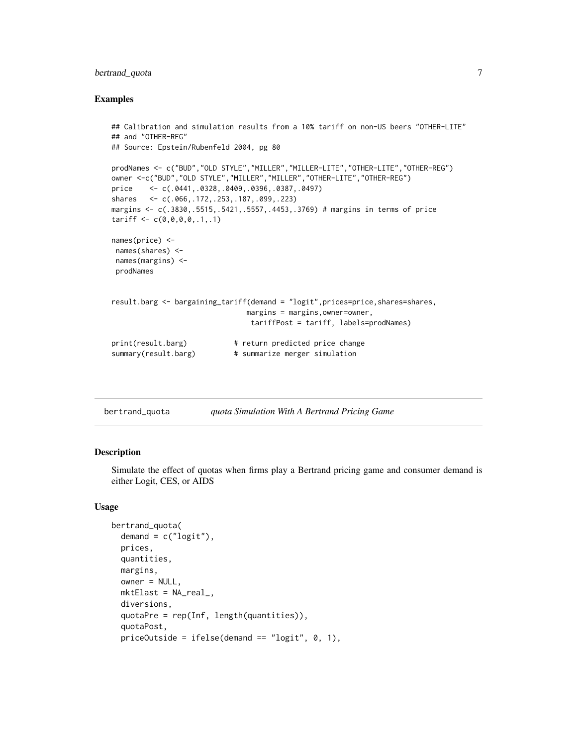### Examples

```
## Calibration and simulation results from a 10% tariff on non-US beers "OTHER-LITE"
## and "OTHER-REG"
## Source: Epstein/Rubenfeld 2004, pg 80

prodNames <- c("BUD","OLD STYLE","MILLER","MILLER-LITE","OTHER-LITE","OTHER-REG")
owner <-c("BUD","OLD STYLE","MILLER","MILLER","OTHER-LITE","OTHER-REG")
price    <- c(.0441,.0328,.0409,.0396,.0387,.0497)
shares   <- c(.066,.172,.253,.187,.099,.223)
margins <- c(.3830,.5515,.5421,.5557,.4453,.3769) # margins in terms of price
tariff <- c(0,0,0,0,.1,.1)

names(price) <-
 names(shares) <-
 names(margins) <-
 prodNames


result.barg <- bargaining_tariff(demand = "logit",prices=price,shares=shares,
                                margins = margins,owner=owner,
                                 tariffPost = tariff, labels=prodNames)

print(result.barg)           # return predicted price change
summary(result.barg)         # summarize merger simulation
```

---

## bertrand_quota — *quota Simulation With A Bertrand Pricing Game*

### Description

Simulate the effect of quotas when firms play a Bertrand pricing game and consumer demand is either Logit, CES, or AIDS

### Usage

```
bertrand_quota(
  demand = c("logit"),
  prices,
  quantities,
  margins,
  owner = NULL,
  mktElast = NA_real_,
  diversions,
  quotaPre = rep(Inf, length(quantities)),
  quotaPost,
  priceOutside = ifelse(demand == "logit", 0, 1),
```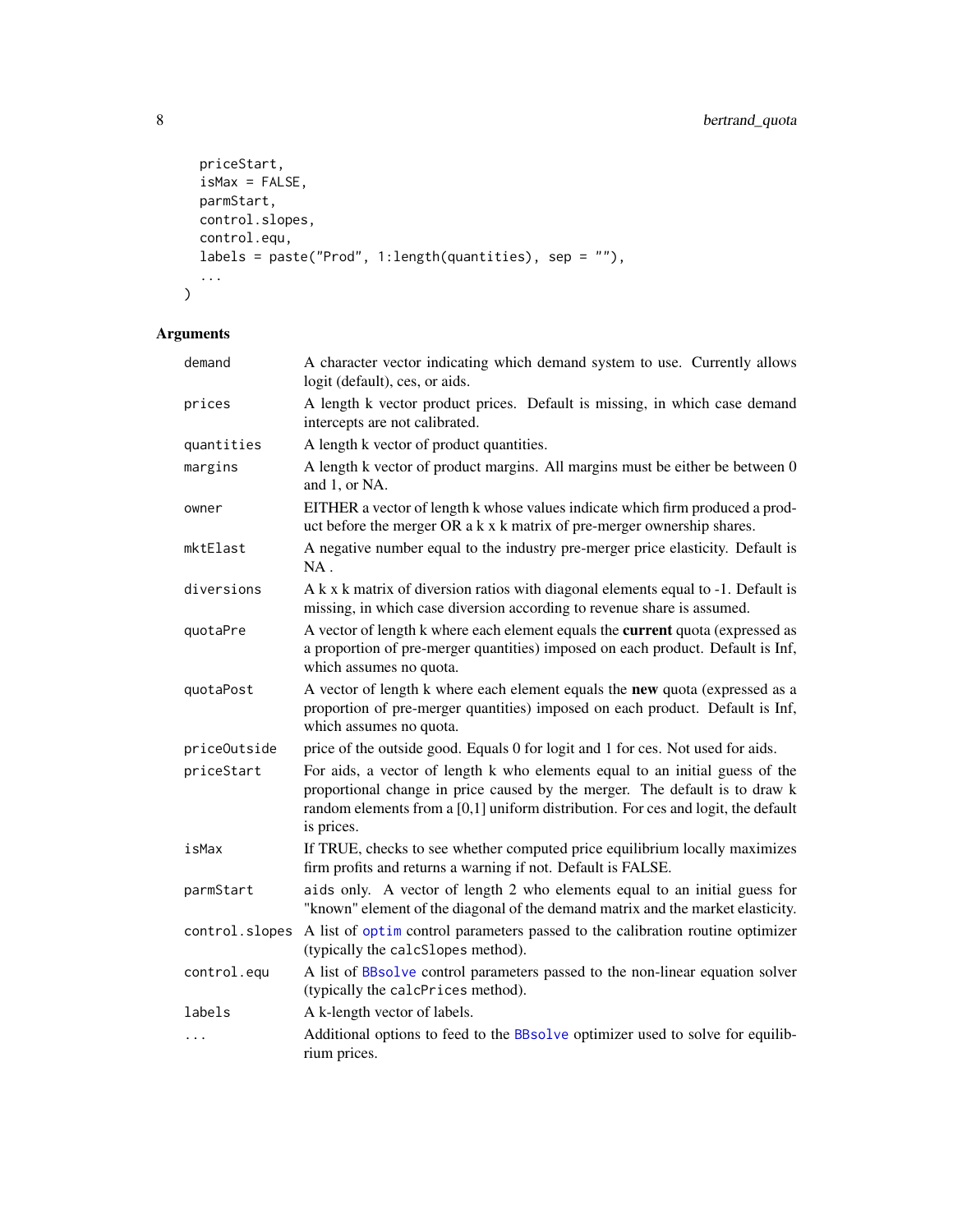```
  priceStart,
  isMax = FALSE,
  parmStart,
  control.slopes,
  control.equ,
  labels = paste("Prod", 1:length(quantities), sep = ""),
  ...
)
```

## Arguments

| Argument | Description |
|---|---|
| `demand` | A character vector indicating which demand system to use. Currently allows logit (default), ces, or aids. |
| `prices` | A length k vector product prices. Default is missing, in which case demand intercepts are not calibrated. |
| `quantities` | A length k vector of product quantities. |
| `margins` | A length k vector of product margins. All margins must be either be between 0 and 1, or NA. |
| `owner` | EITHER a vector of length k whose values indicate which firm produced a product before the merger OR a k x k matrix of pre-merger ownership shares. |
| `mktElast` | A negative number equal to the industry pre-merger price elasticity. Default is NA . |
| `diversions` | A k x k matrix of diversion ratios with diagonal elements equal to -1. Default is missing, in which case diversion according to revenue share is assumed. |
| `quotaPre` | A vector of length k where each element equals the **current** quota (expressed as a proportion of pre-merger quantities) imposed on each product. Default is Inf, which assumes no quota. |
| `quotaPost` | A vector of length k where each element equals the **new** quota (expressed as a proportion of pre-merger quantities) imposed on each product. Default is Inf, which assumes no quota. |
| `priceOutside` | price of the outside good. Equals 0 for logit and 1 for ces. Not used for aids. |
| `priceStart` | For aids, a vector of length k who elements equal to an initial guess of the proportional change in price caused by the merger. The default is to draw k random elements from a [0,1] uniform distribution. For ces and logit, the default is prices. |
| `isMax` | If TRUE, checks to see whether computed price equilibrium locally maximizes firm profits and returns a warning if not. Default is FALSE. |
| `parmStart` | `aids` only. A vector of length 2 who elements equal to an initial guess for "known" element of the diagonal of the demand matrix and the market elasticity. |
| `control.slopes` | A list of `optim` control parameters passed to the calibration routine optimizer (typically the `calcSlopes` method). |
| `control.equ` | A list of `BBsolve` control parameters passed to the non-linear equation solver (typically the `calcPrices` method). |
| `labels` | A k-length vector of labels. |
| `...` | Additional options to feed to the `BBsolve` optimizer used to solve for equilibrium prices. |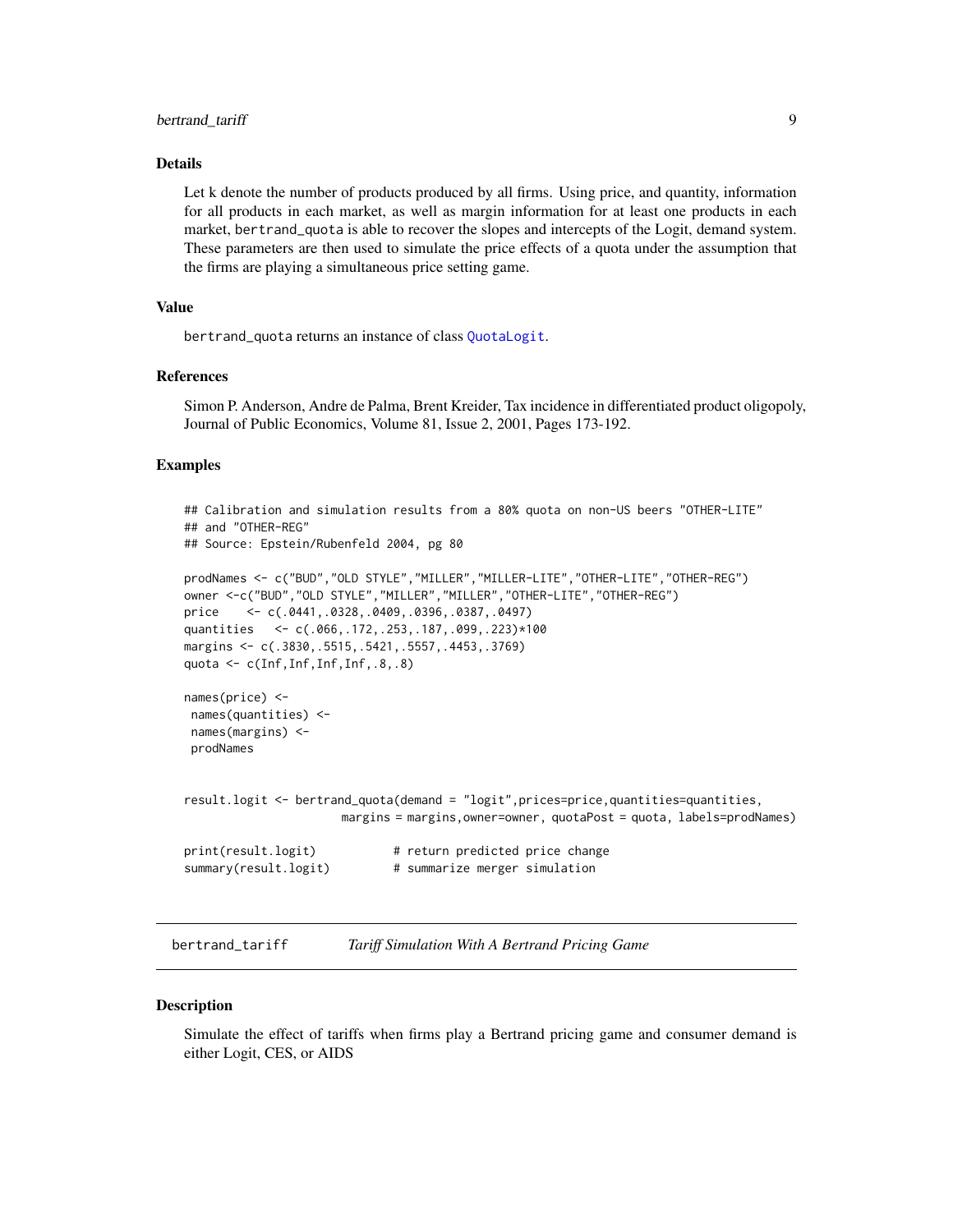### Details

Let k denote the number of products produced by all firms. Using price, and quantity, information for all products in each market, as well as margin information for at least one products in each market, bertrand_quota is able to recover the slopes and intercepts of the Logit, demand system. These parameters are then used to simulate the price effects of a quota under the assumption that the firms are playing a simultaneous price setting game.

### Value

bertrand_quota returns an instance of class QuotaLogit.

### References

Simon P. Anderson, Andre de Palma, Brent Kreider, Tax incidence in differentiated product oligopoly, Journal of Public Economics, Volume 81, Issue 2, 2001, Pages 173-192.

### Examples

```
## Calibration and simulation results from a 80% quota on non-US beers "OTHER-LITE"
## and "OTHER-REG"
## Source: Epstein/Rubenfeld 2004, pg 80

prodNames <- c("BUD","OLD STYLE","MILLER","MILLER-LITE","OTHER-LITE","OTHER-REG")
owner <-c("BUD","OLD STYLE","MILLER","MILLER","OTHER-LITE","OTHER-REG")
price    <- c(.0441,.0328,.0409,.0396,.0387,.0497)
quantities   <- c(.066,.172,.253,.187,.099,.223)*100
margins <- c(.3830,.5515,.5421,.5557,.4453,.3769)
quota <- c(Inf,Inf,Inf,Inf,.8,.8)

names(price) <-
 names(quantities) <-
 names(margins) <-
 prodNames


result.logit <- bertrand_quota(demand = "logit",prices=price,quantities=quantities,
                      margins = margins,owner=owner, quotaPost = quota, labels=prodNames)

print(result.logit)           # return predicted price change
summary(result.logit)         # summarize merger simulation
```

---

## bertrand_tariff    *Tariff Simulation With A Bertrand Pricing Game*

### Description

Simulate the effect of tariffs when firms play a Bertrand pricing game and consumer demand is either Logit, CES, or AIDS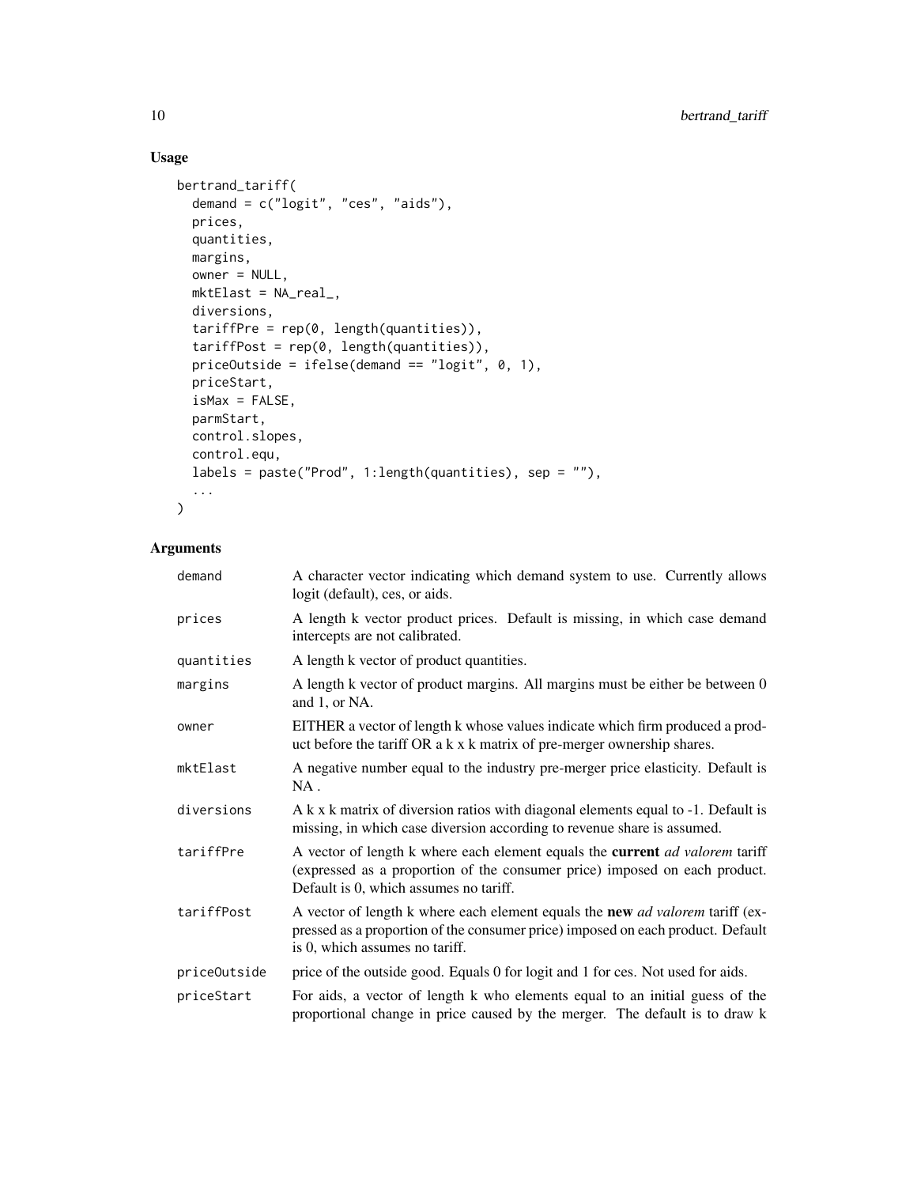## Usage

```
bertrand_tariff(
  demand = c("logit", "ces", "aids"),
  prices,
  quantities,
  margins,
  owner = NULL,
  mktElast = NA_real_,
  diversions,
  tariffPre = rep(0, length(quantities)),
  tariffPost = rep(0, length(quantities)),
  priceOutside = ifelse(demand == "logit", 0, 1),
  priceStart,
  isMax = FALSE,
  parmStart,
  control.slopes,
  control.equ,
  labels = paste("Prod", 1:length(quantities), sep = ""),
  ...
)
```

## Arguments

| | |
|---|---|
| demand | A character vector indicating which demand system to use. Currently allows logit (default), ces, or aids. |
| prices | A length k vector product prices. Default is missing, in which case demand intercepts are not calibrated. |
| quantities | A length k vector of product quantities. |
| margins | A length k vector of product margins. All margins must be either be between 0 and 1, or NA. |
| owner | EITHER a vector of length k whose values indicate which firm produced a product before the tariff OR a k x k matrix of pre-merger ownership shares. |
| mktElast | A negative number equal to the industry pre-merger price elasticity. Default is NA . |
| diversions | A k x k matrix of diversion ratios with diagonal elements equal to -1. Default is missing, in which case diversion according to revenue share is assumed. |
| tariffPre | A vector of length k where each element equals the **current** *ad valorem* tariff (expressed as a proportion of the consumer price) imposed on each product. Default is 0, which assumes no tariff. |
| tariffPost | A vector of length k where each element equals the **new** *ad valorem* tariff (expressed as a proportion of the consumer price) imposed on each product. Default is 0, which assumes no tariff. |
| priceOutside | price of the outside good. Equals 0 for logit and 1 for ces. Not used for aids. |
| priceStart | For aids, a vector of length k who elements equal to an initial guess of the proportional change in price caused by the merger. The default is to draw k |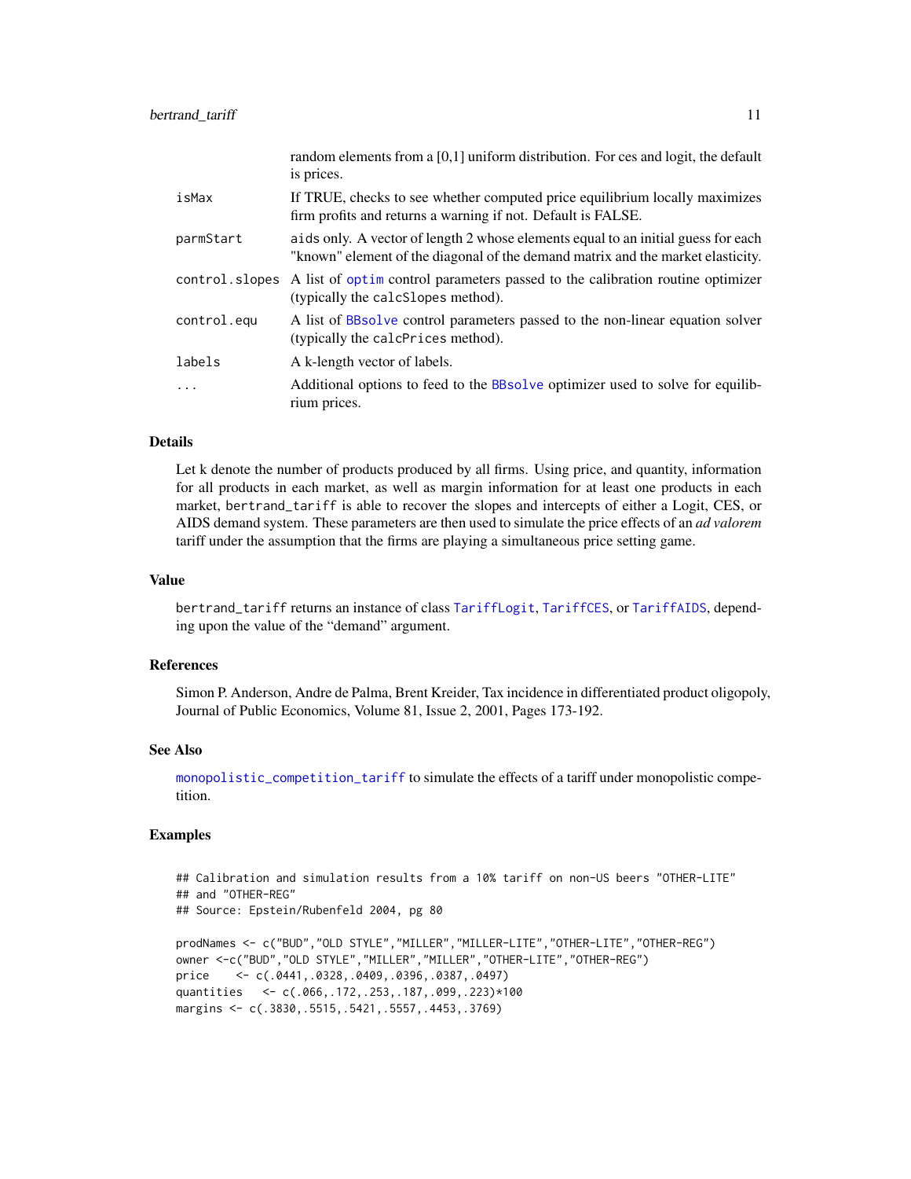| | |
|---|---|
| | random elements from a [0,1] uniform distribution. For ces and logit, the default is prices. |
| isMax | If TRUE, checks to see whether computed price equilibrium locally maximizes firm profits and returns a warning if not. Default is FALSE. |
| parmStart | aids only. A vector of length 2 whose elements equal to an initial guess for each "known" element of the diagonal of the demand matrix and the market elasticity. |
| control.slopes | A list of optim control parameters passed to the calibration routine optimizer (typically the calcSlopes method). |
| control.equ | A list of BBsolve control parameters passed to the non-linear equation solver (typically the calcPrices method). |
| labels | A k-length vector of labels. |
| ... | Additional options to feed to the BBsolve optimizer used to solve for equilibrium prices. |

## Details

Let k denote the number of products produced by all firms. Using price, and quantity, information for all products in each market, as well as margin information for at least one products in each market, bertrand_tariff is able to recover the slopes and intercepts of either a Logit, CES, or AIDS demand system. These parameters are then used to simulate the price effects of an *ad valorem* tariff under the assumption that the firms are playing a simultaneous price setting game.

## Value

bertrand_tariff returns an instance of class TariffLogit, TariffCES, or TariffAIDS, depending upon the value of the "demand" argument.

## References

Simon P. Anderson, Andre de Palma, Brent Kreider, Tax incidence in differentiated product oligopoly, Journal of Public Economics, Volume 81, Issue 2, 2001, Pages 173-192.

## See Also

monopolistic_competition_tariff to simulate the effects of a tariff under monopolistic competition.

## Examples

```
## Calibration and simulation results from a 10% tariff on non-US beers "OTHER-LITE"
## and "OTHER-REG"
## Source: Epstein/Rubenfeld 2004, pg 80

prodNames <- c("BUD","OLD STYLE","MILLER","MILLER-LITE","OTHER-LITE","OTHER-REG")
owner <-c("BUD","OLD STYLE","MILLER","MILLER","OTHER-LITE","OTHER-REG")
price    <- c(.0441,.0328,.0409,.0396,.0387,.0497)
quantities   <- c(.066,.172,.253,.187,.099,.223)*100
margins <- c(.3830,.5515,.5421,.5557,.4453,.3769)
```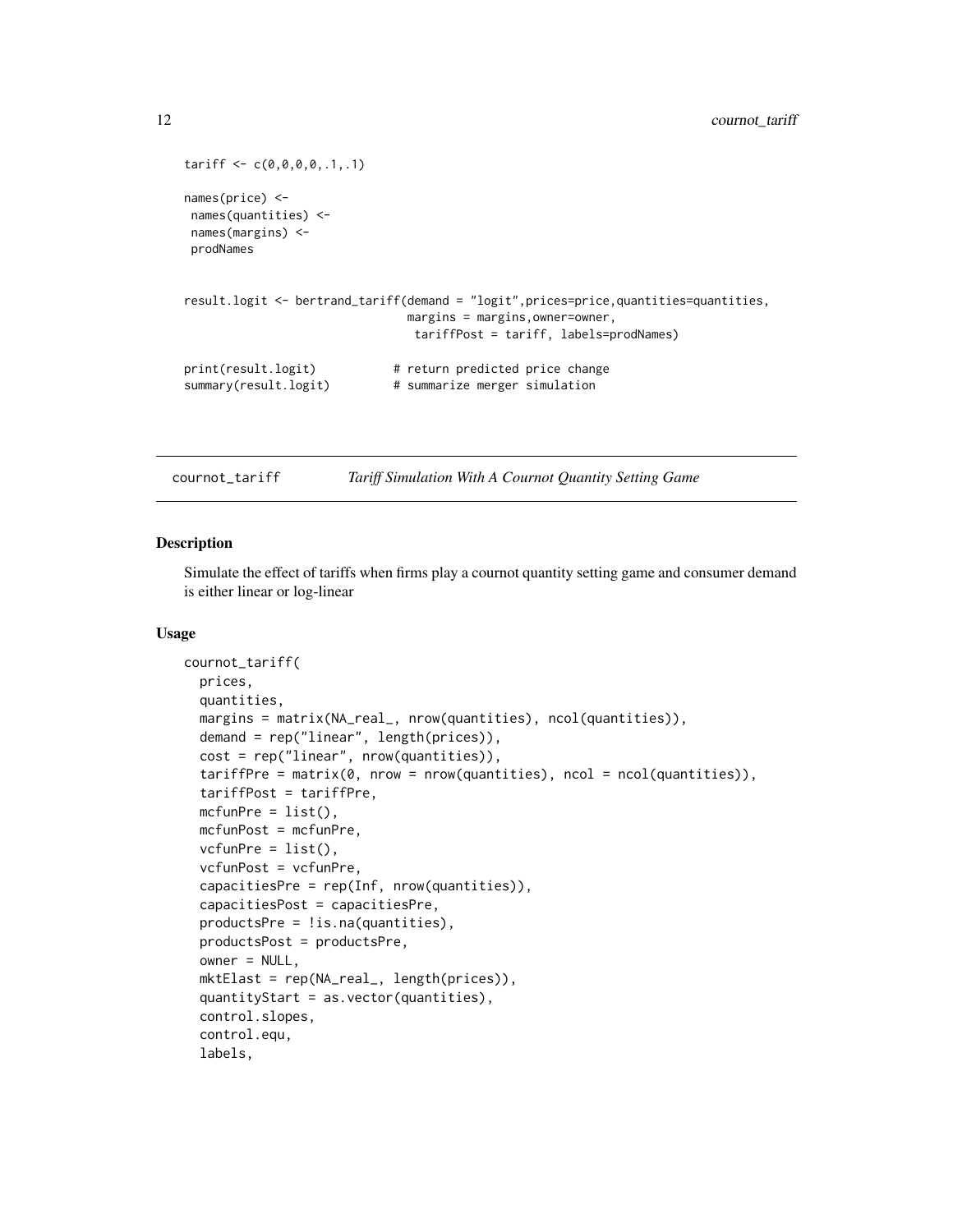```
tariff <- c(0,0,0,0,.1,.1)

names(price) <-
 names(quantities) <-
 names(margins) <-
 prodNames


result.logit <- bertrand_tariff(demand = "logit",prices=price,quantities=quantities,
                                margins = margins,owner=owner,
                                 tariffPost = tariff, labels=prodNames)

print(result.logit)           # return predicted price change
summary(result.logit)         # summarize merger simulation
```

## cournot_tariff — *Tariff Simulation With A Cournot Quantity Setting Game*

### Description

Simulate the effect of tariffs when firms play a cournot quantity setting game and consumer demand is either linear or log-linear

### Usage

```
cournot_tariff(
  prices,
  quantities,
  margins = matrix(NA_real_, nrow(quantities), ncol(quantities)),
  demand = rep("linear", length(prices)),
  cost = rep("linear", nrow(quantities)),
  tariffPre = matrix(0, nrow = nrow(quantities), ncol = ncol(quantities)),
  tariffPost = tariffPre,
  mcfunPre = list(),
  mcfunPost = mcfunPre,
  vcfunPre = list(),
  vcfunPost = vcfunPre,
  capacitiesPre = rep(Inf, nrow(quantities)),
  capacitiesPost = capacitiesPre,
  productsPre = !is.na(quantities),
  productsPost = productsPre,
  owner = NULL,
  mktElast = rep(NA_real_, length(prices)),
  quantityStart = as.vector(quantities),
  control.slopes,
  control.equ,
  labels,
```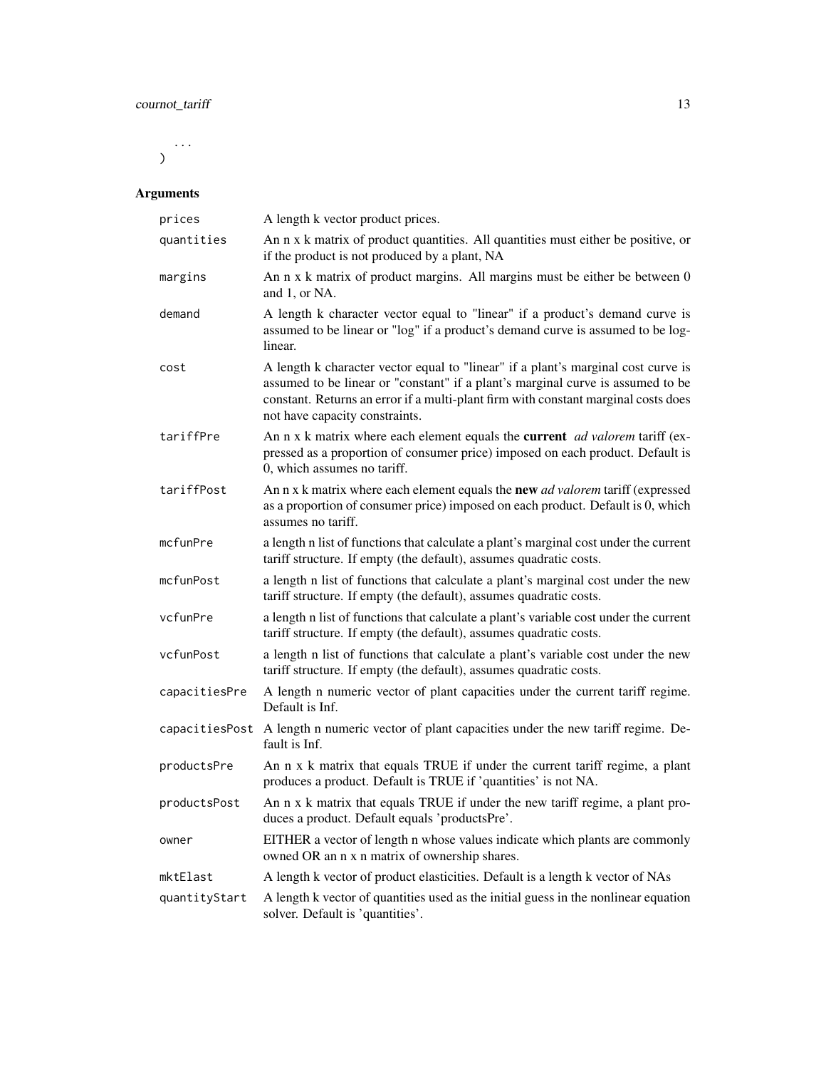```
  ...
)
```

## Arguments

| | |
|---|---|
| prices | A length k vector product prices. |
| quantities | An n x k matrix of product quantities. All quantities must either be positive, or if the product is not produced by a plant, NA |
| margins | An n x k matrix of product margins. All margins must be either be between 0 and 1, or NA. |
| demand | A length k character vector equal to "linear" if a product's demand curve is assumed to be linear or "log" if a product's demand curve is assumed to be log-linear. |
| cost | A length k character vector equal to "linear" if a plant's marginal cost curve is assumed to be linear or "constant" if a plant's marginal curve is assumed to be constant. Returns an error if a multi-plant firm with constant marginal costs does not have capacity constraints. |
| tariffPre | An n x k matrix where each element equals the **current** *ad valorem* tariff (expressed as a proportion of consumer price) imposed on each product. Default is 0, which assumes no tariff. |
| tariffPost | An n x k matrix where each element equals the **new** *ad valorem* tariff (expressed as a proportion of consumer price) imposed on each product. Default is 0, which assumes no tariff. |
| mcfunPre | a length n list of functions that calculate a plant's marginal cost under the current tariff structure. If empty (the default), assumes quadratic costs. |
| mcfunPost | a length n list of functions that calculate a plant's marginal cost under the new tariff structure. If empty (the default), assumes quadratic costs. |
| vcfunPre | a length n list of functions that calculate a plant's variable cost under the current tariff structure. If empty (the default), assumes quadratic costs. |
| vcfunPost | a length n list of functions that calculate a plant's variable cost under the new tariff structure. If empty (the default), assumes quadratic costs. |
| capacitiesPre | A length n numeric vector of plant capacities under the current tariff regime. Default is Inf. |
| capacitiesPost | A length n numeric vector of plant capacities under the new tariff regime. Default is Inf. |
| productsPre | An n x k matrix that equals TRUE if under the current tariff regime, a plant produces a product. Default is TRUE if 'quantities' is not NA. |
| productsPost | An n x k matrix that equals TRUE if under the new tariff regime, a plant produces a product. Default equals 'productsPre'. |
| owner | EITHER a vector of length n whose values indicate which plants are commonly owned OR an n x n matrix of ownership shares. |
| mktElast | A length k vector of product elasticities. Default is a length k vector of NAs |
| quantityStart | A length k vector of quantities used as the initial guess in the nonlinear equation solver. Default is 'quantities'. |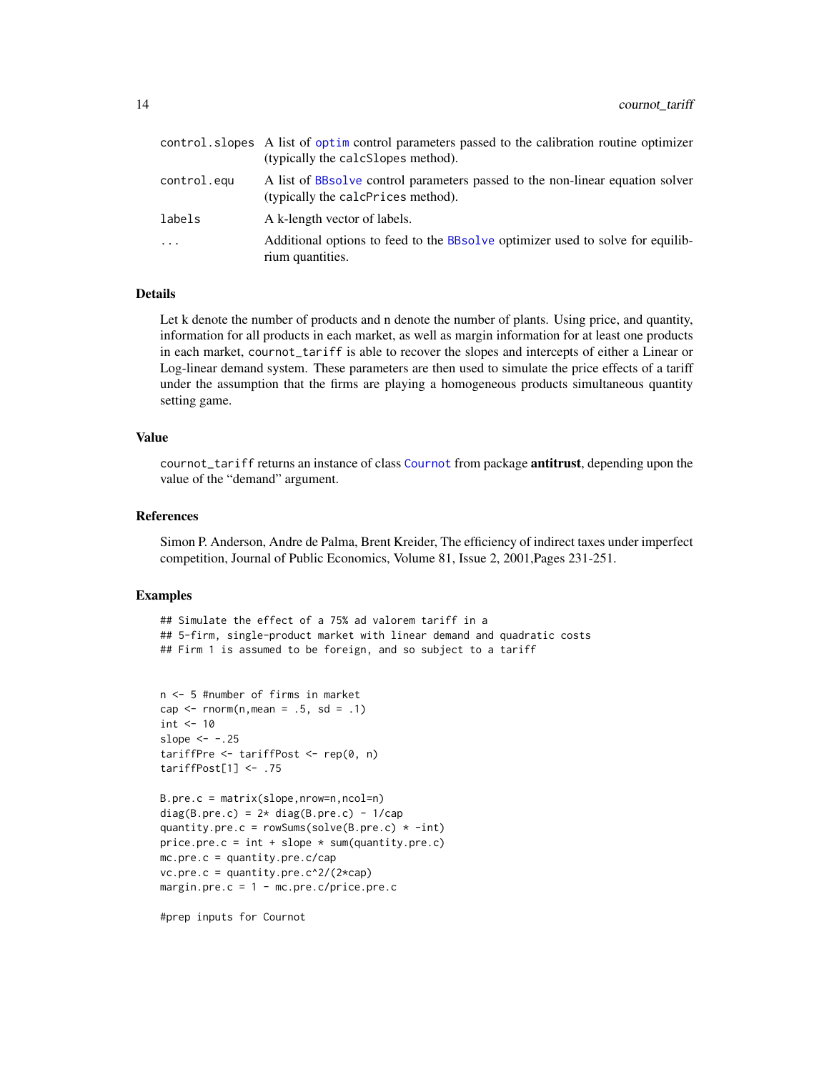| | |
|---|---|
| control.slopes | A list of optim control parameters passed to the calibration routine optimizer (typically the calcSlopes method). |
| control.equ | A list of BBsolve control parameters passed to the non-linear equation solver (typically the calcPrices method). |
| labels | A k-length vector of labels. |
| ... | Additional options to feed to the BBsolve optimizer used to solve for equilibrium quantities. |

### Details

Let k denote the number of products and n denote the number of plants. Using price, and quantity, information for all products in each market, as well as margin information for at least one products in each market, cournot_tariff is able to recover the slopes and intercepts of either a Linear or Log-linear demand system. These parameters are then used to simulate the price effects of a tariff under the assumption that the firms are playing a homogeneous products simultaneous quantity setting game.

### Value

cournot_tariff returns an instance of class Cournot from package **antitrust**, depending upon the value of the "demand" argument.

### References

Simon P. Anderson, Andre de Palma, Brent Kreider, The efficiency of indirect taxes under imperfect competition, Journal of Public Economics, Volume 81, Issue 2, 2001,Pages 231-251.

### Examples

```
## Simulate the effect of a 75% ad valorem tariff in a
## 5-firm, single-product market with linear demand and quadratic costs
## Firm 1 is assumed to be foreign, and so subject to a tariff


n <- 5 #number of firms in market
cap <- rnorm(n,mean = .5, sd = .1)
int <- 10
slope <- -.25
tariffPre <- tariffPost <- rep(0, n)
tariffPost[1] <- .75

B.pre.c = matrix(slope,nrow=n,ncol=n)
diag(B.pre.c) = 2* diag(B.pre.c) - 1/cap
quantity.pre.c = rowSums(solve(B.pre.c) * -int)
price.pre.c = int + slope * sum(quantity.pre.c)
mc.pre.c = quantity.pre.c/cap
vc.pre.c = quantity.pre.c^2/(2*cap)
margin.pre.c = 1 - mc.pre.c/price.pre.c

#prep inputs for Cournot
```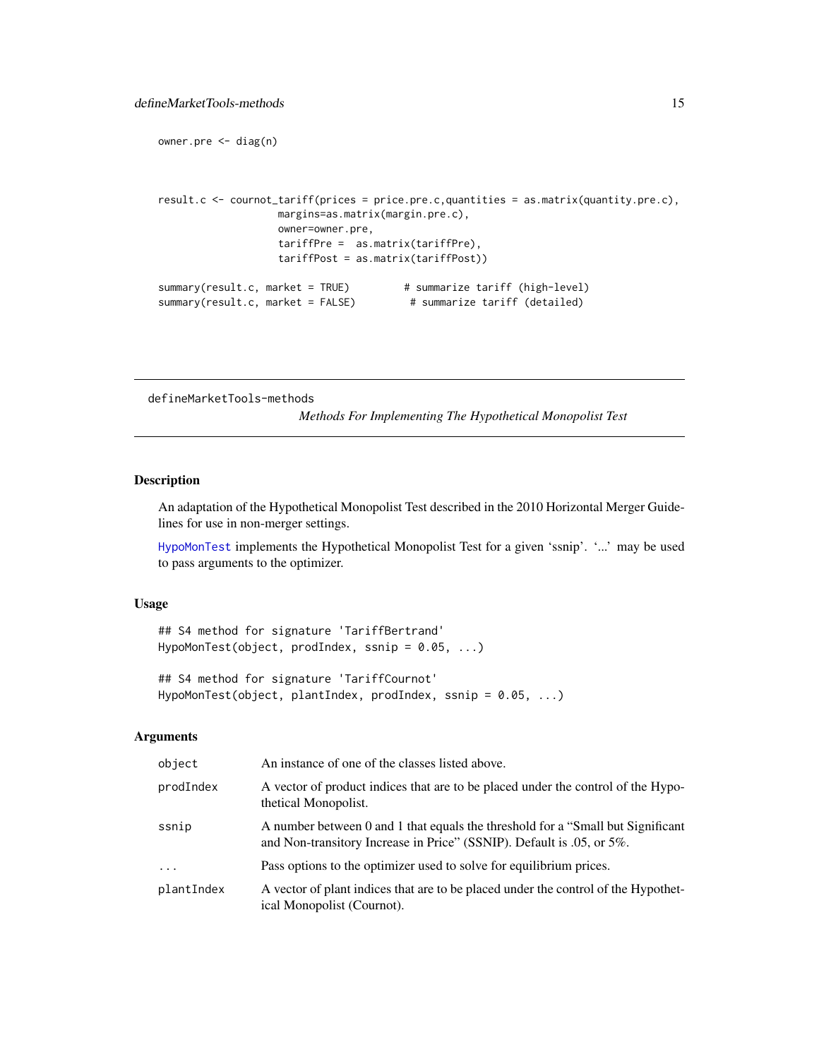```
owner.pre <- diag(n)


result.c <- cournot_tariff(prices = price.pre.c,quantities = as.matrix(quantity.pre.c),
                    margins=as.matrix(margin.pre.c),
                    owner=owner.pre,
                    tariffPre =  as.matrix(tariffPre),
                    tariffPost = as.matrix(tariffPost))

summary(result.c, market = TRUE)         # summarize tariff (high-level)
summary(result.c, market = FALSE)         # summarize tariff (detailed)
```

---

## defineMarketTools-methods

*Methods For Implementing The Hypothetical Monopolist Test*

---

### Description

An adaptation of the Hypothetical Monopolist Test described in the 2010 Horizontal Merger Guidelines for use in non-merger settings.

HypoMonTest implements the Hypothetical Monopolist Test for a given 'ssnip'. '...' may be used to pass arguments to the optimizer.

### Usage

```
## S4 method for signature 'TariffBertrand'
HypoMonTest(object, prodIndex, ssnip = 0.05, ...)

## S4 method for signature 'TariffCournot'
HypoMonTest(object, plantIndex, prodIndex, ssnip = 0.05, ...)
```

### Arguments

| | |
|---|---|
| object | An instance of one of the classes listed above. |
| prodIndex | A vector of product indices that are to be placed under the control of the Hypothetical Monopolist. |
| ssnip | A number between 0 and 1 that equals the threshold for a "Small but Significant and Non-transitory Increase in Price" (SSNIP). Default is .05, or 5%. |
| ... | Pass options to the optimizer used to solve for equilibrium prices. |
| plantIndex | A vector of plant indices that are to be placed under the control of the Hypothetical Monopolist (Cournot). |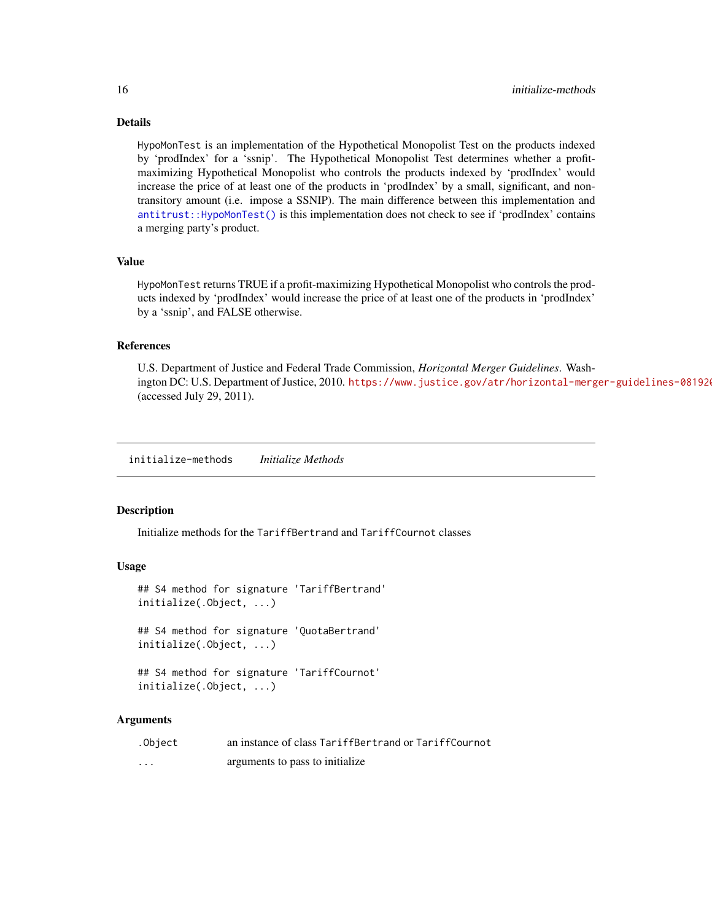### Details

`HypoMonTest` is an implementation of the Hypothetical Monopolist Test on the products indexed by 'prodIndex' for a 'ssnip'. The Hypothetical Monopolist Test determines whether a profit-maximizing Hypothetical Monopolist who controls the products indexed by 'prodIndex' would increase the price of at least one of the products in 'prodIndex' by a small, significant, and non-transitory amount (i.e. impose a SSNIP). The main difference between this implementation and `antitrust::HypoMonTest()` is this implementation does not check to see if 'prodIndex' contains a merging party's product.

### Value

`HypoMonTest` returns TRUE if a profit-maximizing Hypothetical Monopolist who controls the products indexed by 'prodIndex' would increase the price of at least one of the products in 'prodIndex' by a 'ssnip', and FALSE otherwise.

### References

U.S. Department of Justice and Federal Trade Commission, *Horizontal Merger Guidelines*. Washington DC: U.S. Department of Justice, 2010. https://www.justice.gov/atr/horizontal-merger-guidelines-08192010 (accessed July 29, 2011).

---

## initialize-methods *Initialize Methods*

### Description

Initialize methods for the `TariffBertrand` and `TariffCournot` classes

### Usage

```
## S4 method for signature 'TariffBertrand'
initialize(.Object, ...)

## S4 method for signature 'QuotaBertrand'
initialize(.Object, ...)

## S4 method for signature 'TariffCournot'
initialize(.Object, ...)
```

### Arguments

| | |
|---|---|
| `.Object` | an instance of class `TariffBertrand` or `TariffCournot` |
| `...` | arguments to pass to initialize |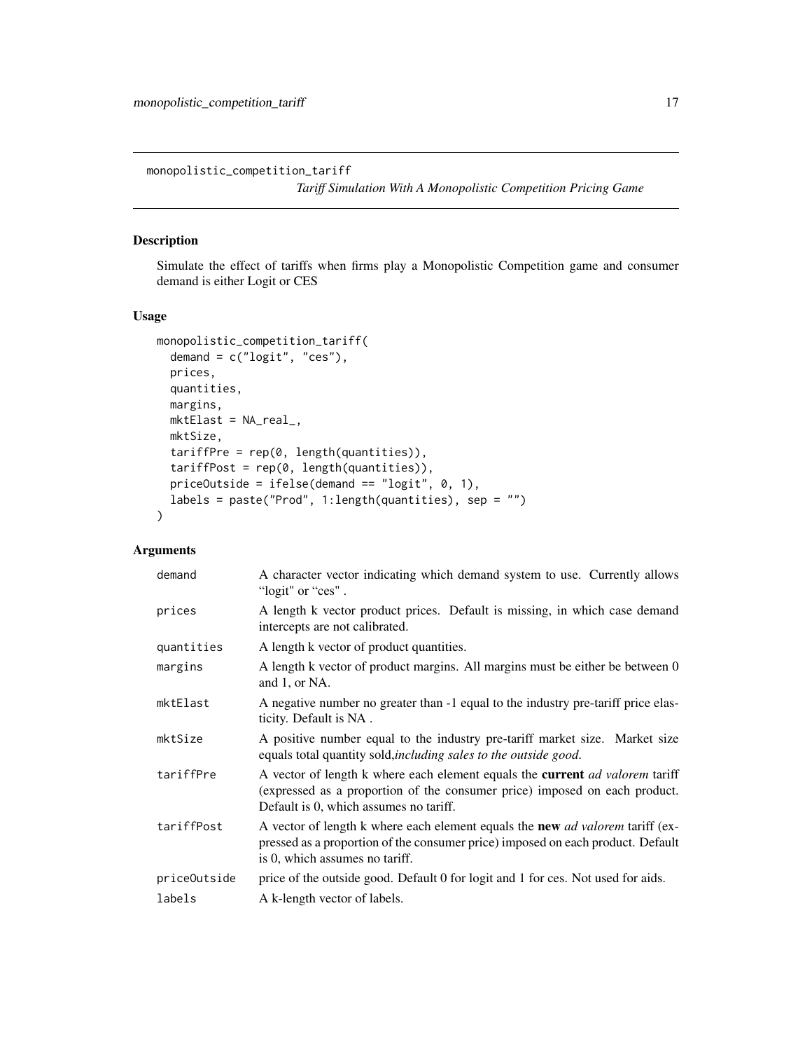monopolistic_competition_tariff

*Tariff Simulation With A Monopolistic Competition Pricing Game*

## Description

Simulate the effect of tariffs when firms play a Monopolistic Competition game and consumer demand is either Logit or CES

## Usage

```
monopolistic_competition_tariff(
  demand = c("logit", "ces"),
  prices,
  quantities,
  margins,
  mktElast = NA_real_,
  mktSize,
  tariffPre = rep(0, length(quantities)),
  tariffPost = rep(0, length(quantities)),
  priceOutside = ifelse(demand == "logit", 0, 1),
  labels = paste("Prod", 1:length(quantities), sep = "")
)
```

## Arguments

| | |
|---|---|
| demand | A character vector indicating which demand system to use. Currently allows "logit" or "ces" . |
| prices | A length k vector product prices. Default is missing, in which case demand intercepts are not calibrated. |
| quantities | A length k vector of product quantities. |
| margins | A length k vector of product margins. All margins must be either be between 0 and 1, or NA. |
| mktElast | A negative number no greater than -1 equal to the industry pre-tariff price elasticity. Default is NA . |
| mktSize | A positive number equal to the industry pre-tariff market size. Market size equals total quantity sold,*including sales to the outside good.* |
| tariffPre | A vector of length k where each element equals the **current** *ad valorem* tariff (expressed as a proportion of the consumer price) imposed on each product. Default is 0, which assumes no tariff. |
| tariffPost | A vector of length k where each element equals the **new** *ad valorem* tariff (expressed as a proportion of the consumer price) imposed on each product. Default is 0, which assumes no tariff. |
| priceOutside | price of the outside good. Default 0 for logit and 1 for ces. Not used for aids. |
| labels | A k-length vector of labels. |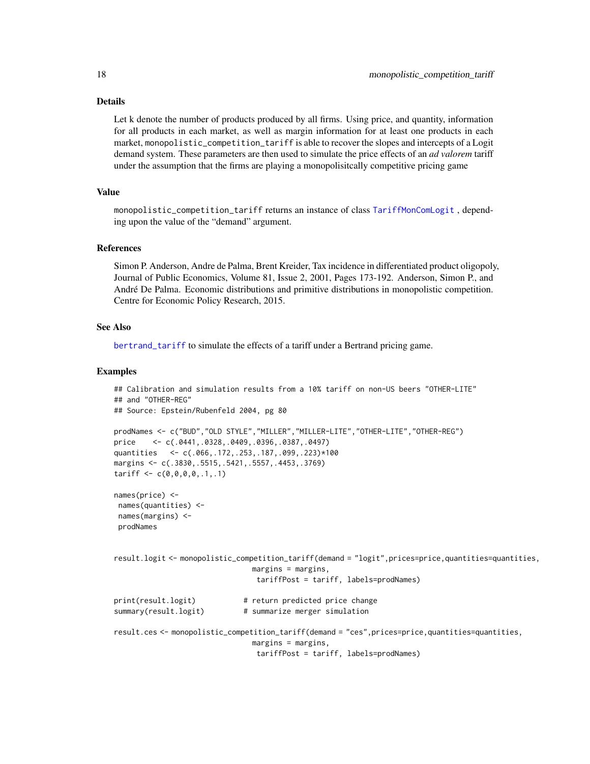## Details

Let k denote the number of products produced by all firms. Using price, and quantity, information for all products in each market, as well as margin information for at least one products in each market, monopolistic_competition_tariff is able to recover the slopes and intercepts of a Logit demand system. These parameters are then used to simulate the price effects of an *ad valorem* tariff under the assumption that the firms are playing a monopolisitcally competitive pricing game

## Value

monopolistic_competition_tariff returns an instance of class TariffMonComLogit , depending upon the value of the "demand" argument.

## References

Simon P. Anderson, Andre de Palma, Brent Kreider, Tax incidence in differentiated product oligopoly, Journal of Public Economics, Volume 81, Issue 2, 2001, Pages 173-192. Anderson, Simon P., and André De Palma. Economic distributions and primitive distributions in monopolistic competition. Centre for Economic Policy Research, 2015.

## See Also

bertrand_tariff to simulate the effects of a tariff under a Bertrand pricing game.

## Examples

```
## Calibration and simulation results from a 10% tariff on non-US beers "OTHER-LITE"
## and "OTHER-REG"
## Source: Epstein/Rubenfeld 2004, pg 80

prodNames <- c("BUD","OLD STYLE","MILLER","MILLER-LITE","OTHER-LITE","OTHER-REG")
price    <- c(.0441,.0328,.0409,.0396,.0387,.0497)
quantities   <- c(.066,.172,.253,.187,.099,.223)*100
margins <- c(.3830,.5515,.5421,.5557,.4453,.3769)
tariff <- c(0,0,0,0,.1,.1)

names(price) <-
 names(quantities) <-
 names(margins) <-
 prodNames


result.logit <- monopolistic_competition_tariff(demand = "logit",prices=price,quantities=quantities,
                                margins = margins,
                                 tariffPost = tariff, labels=prodNames)

print(result.logit)           # return predicted price change
summary(result.logit)         # summarize merger simulation

result.ces <- monopolistic_competition_tariff(demand = "ces",prices=price,quantities=quantities,
                                margins = margins,
                                 tariffPost = tariff, labels=prodNames)
```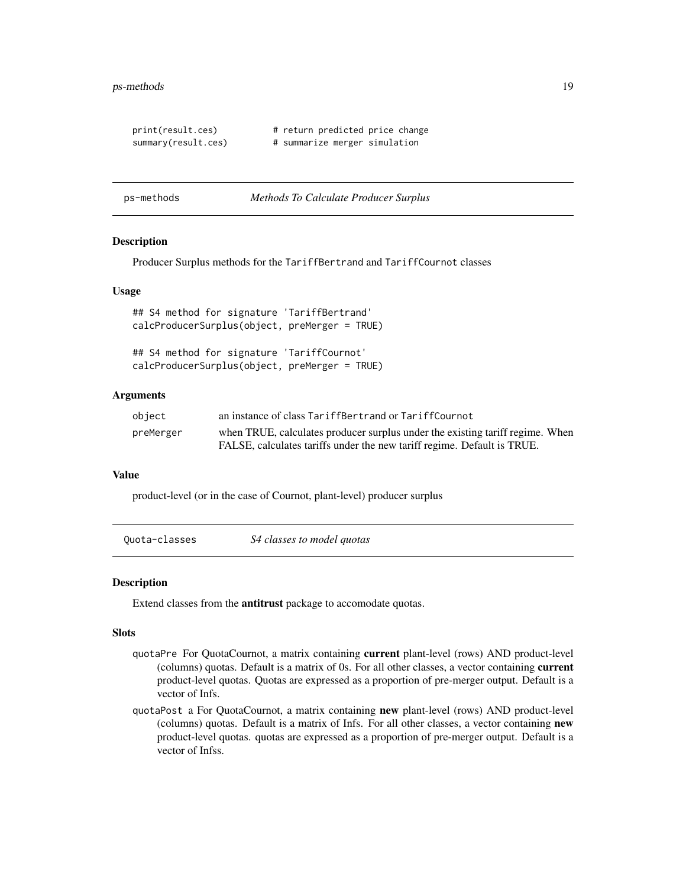```
print(result.ces)           # return predicted price change
summary(result.ces)         # summarize merger simulation
```

## ps-methods — *Methods To Calculate Producer Surplus*

### Description

Producer Surplus methods for the TariffBertrand and TariffCournot classes

### Usage

```
## S4 method for signature 'TariffBertrand'
calcProducerSurplus(object, preMerger = TRUE)

## S4 method for signature 'TariffCournot'
calcProducerSurplus(object, preMerger = TRUE)
```

### Arguments

| | |
|---|---|
| object | an instance of class TariffBertrand or TariffCournot |
| preMerger | when TRUE, calculates producer surplus under the existing tariff regime. When FALSE, calculates tariffs under the new tariff regime. Default is TRUE. |

### Value

product-level (or in the case of Cournot, plant-level) producer surplus

## Quota-classes — *S4 classes to model quotas*

### Description

Extend classes from the **antitrust** package to accomodate quotas.

### Slots

- quotaPre For QuotaCournot, a matrix containing **current** plant-level (rows) AND product-level (columns) quotas. Default is a matrix of 0s. For all other classes, a vector containing **current** product-level quotas. Quotas are expressed as a proportion of pre-merger output. Default is a vector of Infs.
- quotaPost a For QuotaCournot, a matrix containing **new** plant-level (rows) AND product-level (columns) quotas. Default is a matrix of Infs. For all other classes, a vector containing **new** product-level quotas. quotas are expressed as a proportion of pre-merger output. Default is a vector of Infss.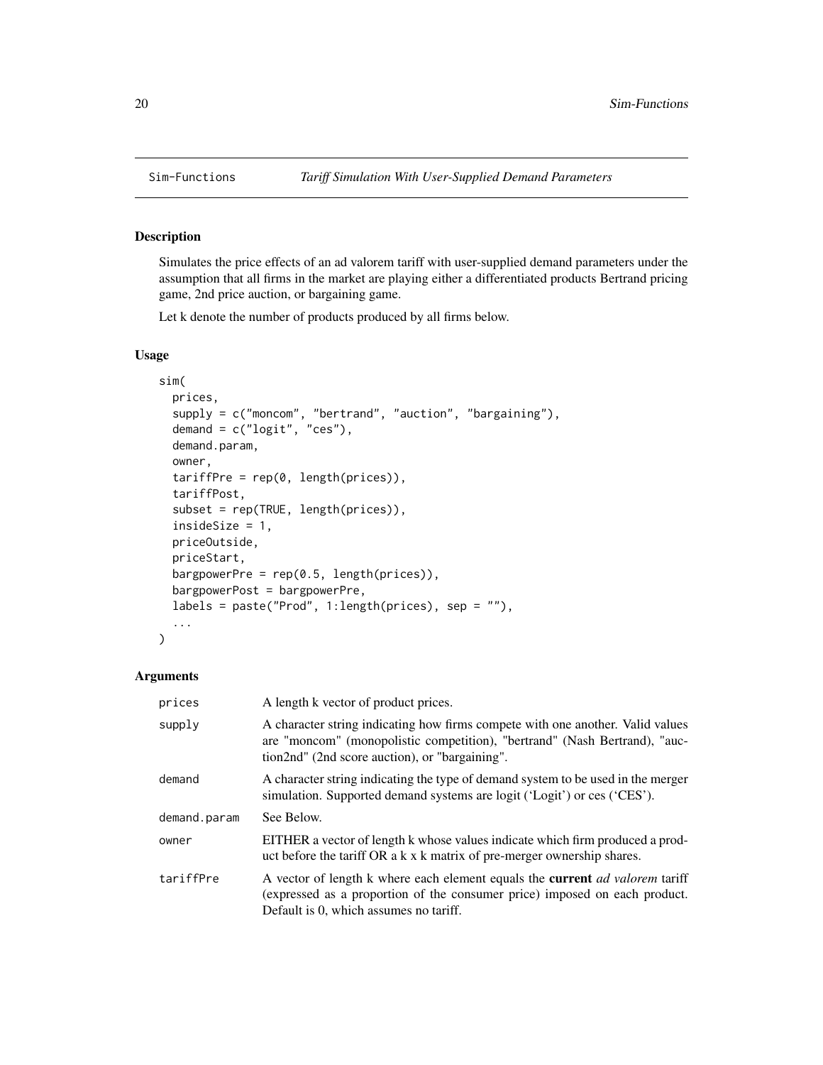## Sim-Functions *Tariff Simulation With User-Supplied Demand Parameters*

### Description

Simulates the price effects of an ad valorem tariff with user-supplied demand parameters under the assumption that all firms in the market are playing either a differentiated products Bertrand pricing game, 2nd price auction, or bargaining game.

Let k denote the number of products produced by all firms below.

### Usage

```
sim(
  prices,
  supply = c("moncom", "bertrand", "auction", "bargaining"),
  demand = c("logit", "ces"),
  demand.param,
  owner,
  tariffPre = rep(0, length(prices)),
  tariffPost,
  subset = rep(TRUE, length(prices)),
  insideSize = 1,
  priceOutside,
  priceStart,
  bargpowerPre = rep(0.5, length(prices)),
  bargpowerPost = bargpowerPre,
  labels = paste("Prod", 1:length(prices), sep = ""),
  ...
)
```

### Arguments

| | |
|---|---|
| `prices` | A length k vector of product prices. |
| `supply` | A character string indicating how firms compete with one another. Valid values are "moncom" (monopolistic competition), "bertrand" (Nash Bertrand), "auction2nd" (2nd score auction), or "bargaining". |
| `demand` | A character string indicating the type of demand system to be used in the merger simulation. Supported demand systems are logit ('Logit') or ces ('CES'). |
| `demand.param` | See Below. |
| `owner` | EITHER a vector of length k whose values indicate which firm produced a product before the tariff OR a k x k matrix of pre-merger ownership shares. |
| `tariffPre` | A vector of length k where each element equals the **current** *ad valorem* tariff (expressed as a proportion of the consumer price) imposed on each product. Default is 0, which assumes no tariff. |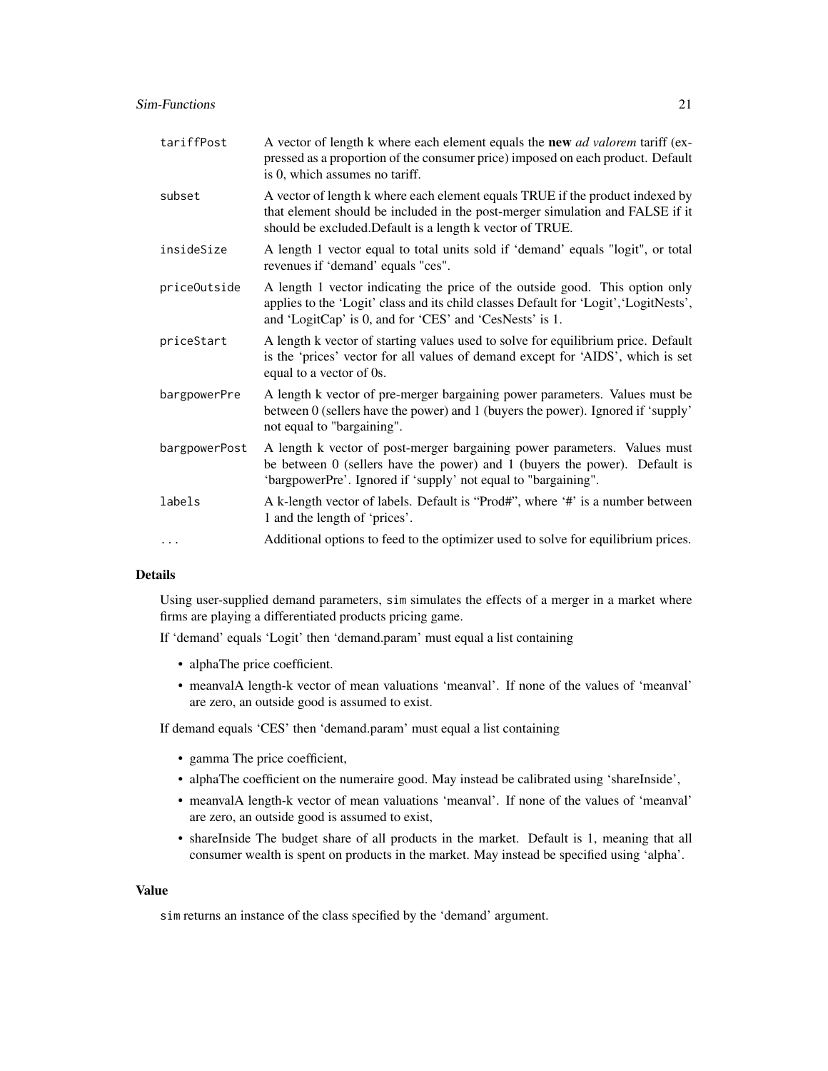| | |
|---|---|
| tariffPost | A vector of length k where each element equals the **new** *ad valorem* tariff (expressed as a proportion of the consumer price) imposed on each product. Default is 0, which assumes no tariff. |
| subset | A vector of length k where each element equals TRUE if the product indexed by that element should be included in the post-merger simulation and FALSE if it should be excluded.Default is a length k vector of TRUE. |
| insideSize | A length 1 vector equal to total units sold if 'demand' equals "logit", or total revenues if 'demand' equals "ces". |
| priceOutside | A length 1 vector indicating the price of the outside good. This option only applies to the 'Logit' class and its child classes Default for 'Logit','LogitNests', and 'LogitCap' is 0, and for 'CES' and 'CesNests' is 1. |
| priceStart | A length k vector of starting values used to solve for equilibrium price. Default is the 'prices' vector for all values of demand except for 'AIDS', which is set equal to a vector of 0s. |
| bargpowerPre | A length k vector of pre-merger bargaining power parameters. Values must be between 0 (sellers have the power) and 1 (buyers the power). Ignored if 'supply' not equal to "bargaining". |
| bargpowerPost | A length k vector of post-merger bargaining power parameters. Values must be between 0 (sellers have the power) and 1 (buyers the power). Default is 'bargpowerPre'. Ignored if 'supply' not equal to "bargaining". |
| labels | A k-length vector of labels. Default is "Prod#", where '#' is a number between 1 and the length of 'prices'. |
| ... | Additional options to feed to the optimizer used to solve for equilibrium prices. |

## Details

Using user-supplied demand parameters, sim simulates the effects of a merger in a market where firms are playing a differentiated products pricing game.

If 'demand' equals 'Logit' then 'demand.param' must equal a list containing

- alphaThe price coefficient.
- meanvalA length-k vector of mean valuations 'meanval'. If none of the values of 'meanval' are zero, an outside good is assumed to exist.

If demand equals 'CES' then 'demand.param' must equal a list containing

- gamma The price coefficient,
- alphaThe coefficient on the numeraire good. May instead be calibrated using 'shareInside',
- meanvalA length-k vector of mean valuations 'meanval'. If none of the values of 'meanval' are zero, an outside good is assumed to exist,
- shareInside The budget share of all products in the market. Default is 1, meaning that all consumer wealth is spent on products in the market. May instead be specified using 'alpha'.

## Value

sim returns an instance of the class specified by the 'demand' argument.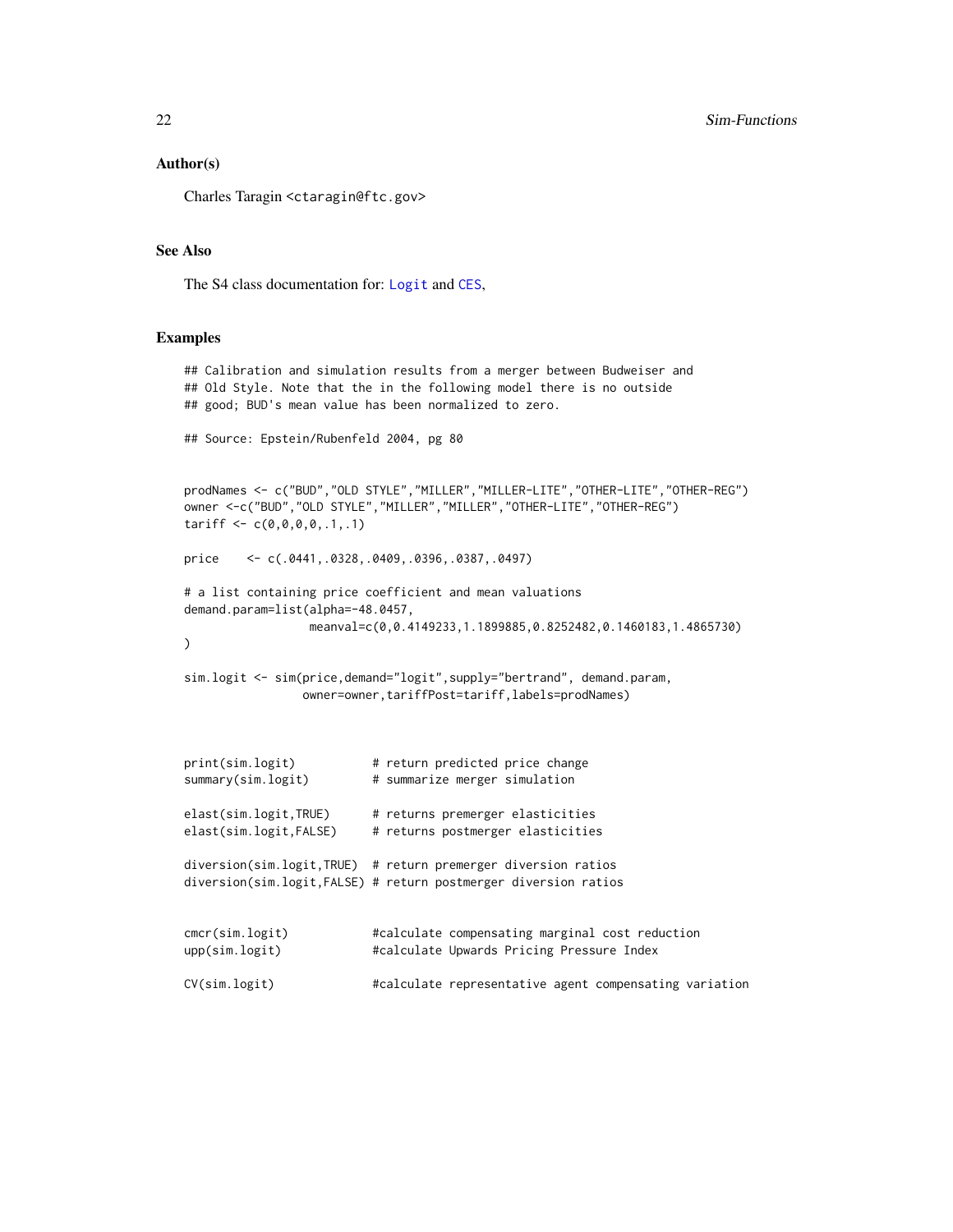## Author(s)

Charles Taragin <ctaragin@ftc.gov>

## See Also

The S4 class documentation for: Logit and CES,

## Examples

```
## Calibration and simulation results from a merger between Budweiser and
## Old Style. Note that the in the following model there is no outside
## good; BUD's mean value has been normalized to zero.

## Source: Epstein/Rubenfeld 2004, pg 80


prodNames <- c("BUD","OLD STYLE","MILLER","MILLER-LITE","OTHER-LITE","OTHER-REG")
owner <-c("BUD","OLD STYLE","MILLER","MILLER","OTHER-LITE","OTHER-REG")
tariff <- c(0,0,0,0,.1,.1)

price    <- c(.0441,.0328,.0409,.0396,.0387,.0497)

# a list containing price coefficient and mean valuations
demand.param=list(alpha=-48.0457,
                  meanval=c(0,0.4149233,1.1899885,0.8252482,0.1460183,1.4865730)
)

sim.logit <- sim(price,demand="logit",supply="bertrand", demand.param,
                 owner=owner,tariffPost=tariff,labels=prodNames)



print(sim.logit)           # return predicted price change
summary(sim.logit)         # summarize merger simulation

elast(sim.logit,TRUE)      # returns premerger elasticities
elast(sim.logit,FALSE)     # returns postmerger elasticities

diversion(sim.logit,TRUE)  # return premerger diversion ratios
diversion(sim.logit,FALSE) # return postmerger diversion ratios


cmcr(sim.logit)            #calculate compensating marginal cost reduction
upp(sim.logit)             #calculate Upwards Pricing Pressure Index

CV(sim.logit)              #calculate representative agent compensating variation
```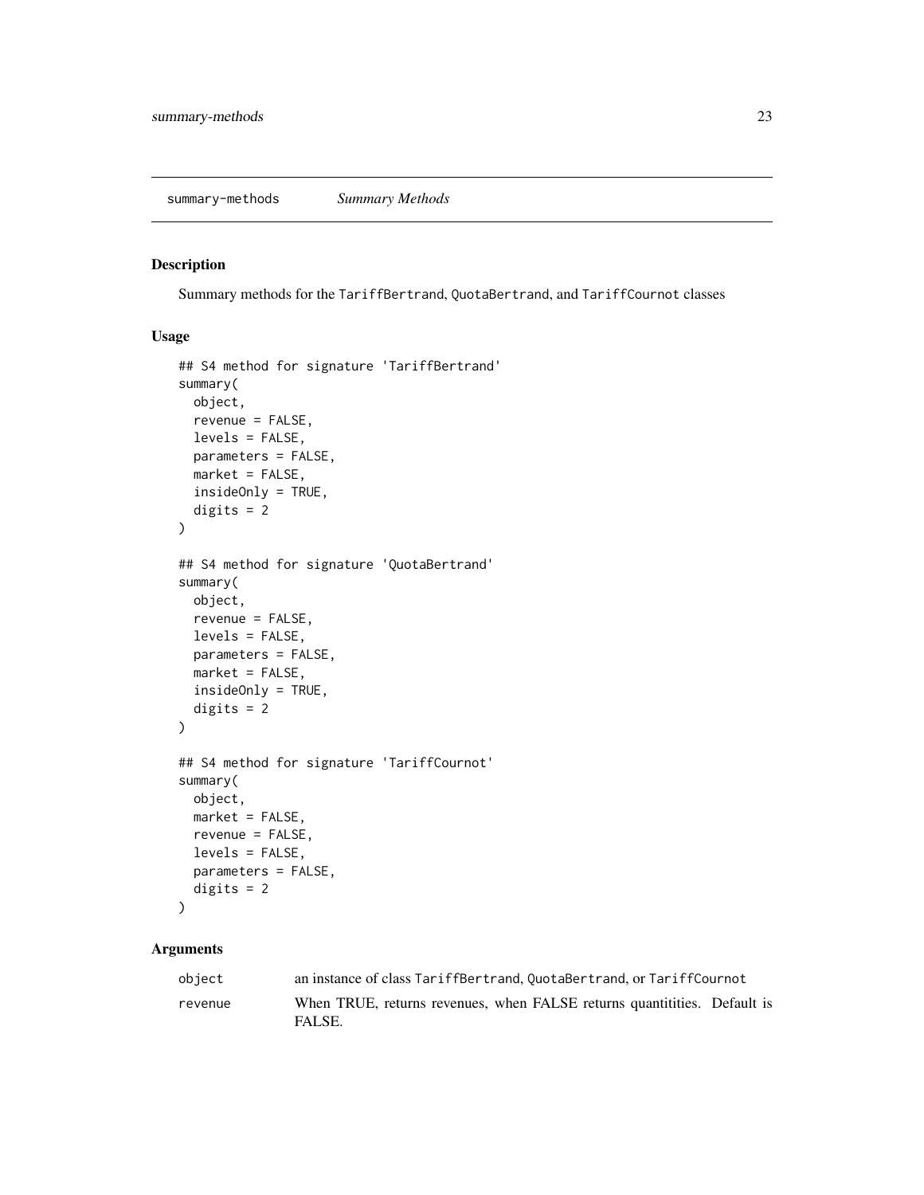## summary-methods *Summary Methods*

### Description

Summary methods for the TariffBertrand, QuotaBertrand, and TariffCournot classes

### Usage

```
## S4 method for signature 'TariffBertrand'
summary(
  object,
  revenue = FALSE,
  levels = FALSE,
  parameters = FALSE,
  market = FALSE,
  insideOnly = TRUE,
  digits = 2
)

## S4 method for signature 'QuotaBertrand'
summary(
  object,
  revenue = FALSE,
  levels = FALSE,
  parameters = FALSE,
  market = FALSE,
  insideOnly = TRUE,
  digits = 2
)

## S4 method for signature 'TariffCournot'
summary(
  object,
  market = FALSE,
  revenue = FALSE,
  levels = FALSE,
  parameters = FALSE,
  digits = 2
)
```

### Arguments

| | |
|---|---|
| object | an instance of class TariffBertrand, QuotaBertrand, or TariffCournot |
| revenue | When TRUE, returns revenues, when FALSE returns quantitities. Default is FALSE. |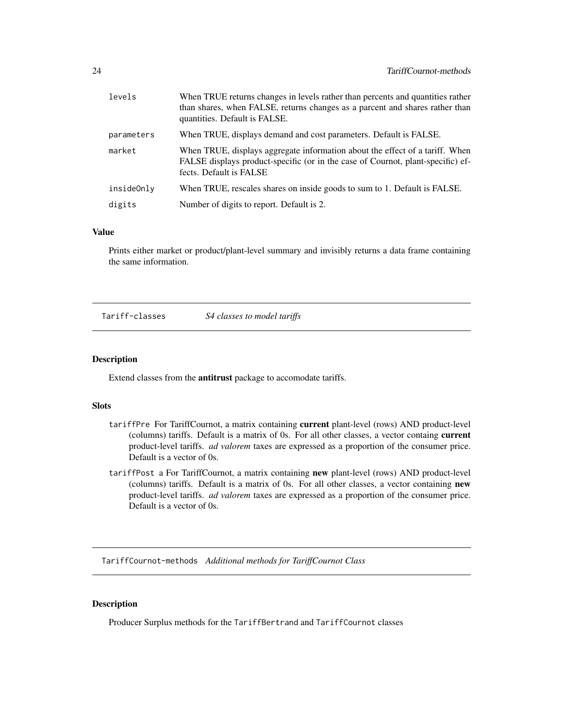| | |
|---|---|
| levels | When TRUE returns changes in levels rather than percents and quantities rather than shares, when FALSE, returns changes as a parcent and shares rather than quantities. Default is FALSE. |
| parameters | When TRUE, displays demand and cost parameters. Default is FALSE. |
| market | When TRUE, displays aggregate information about the effect of a tariff. When FALSE displays product-specific (or in the case of Cournot, plant-specific) effects. Default is FALSE |
| insideOnly | When TRUE, rescales shares on inside goods to sum to 1. Default is FALSE. |
| digits | Number of digits to report. Default is 2. |

### Value

Prints either market or product/plant-level summary and invisibly returns a data frame containing the same information.

---

## Tariff-classes *S4 classes to model tariffs*

---

### Description

Extend classes from the **antitrust** package to accomodate tariffs.

### Slots

- `tariffPre` For TariffCournot, a matrix containing **current** plant-level (rows) AND product-level (columns) tariffs. Default is a matrix of 0s. For all other classes, a vector containg **current** product-level tariffs. *ad valorem* taxes are expressed as a proportion of the consumer price. Default is a vector of 0s.
- `tariffPost` a For TariffCournot, a matrix containing **new** plant-level (rows) AND product-level (columns) tariffs. Default is a matrix of 0s. For all other classes, a vector containing **new** product-level tariffs. *ad valorem* taxes are expressed as a proportion of the consumer price. Default is a vector of 0s.

---

## TariffCournot-methods *Additional methods for TariffCournot Class*

---

### Description

Producer Surplus methods for the `TariffBertrand` and `TariffCournot` classes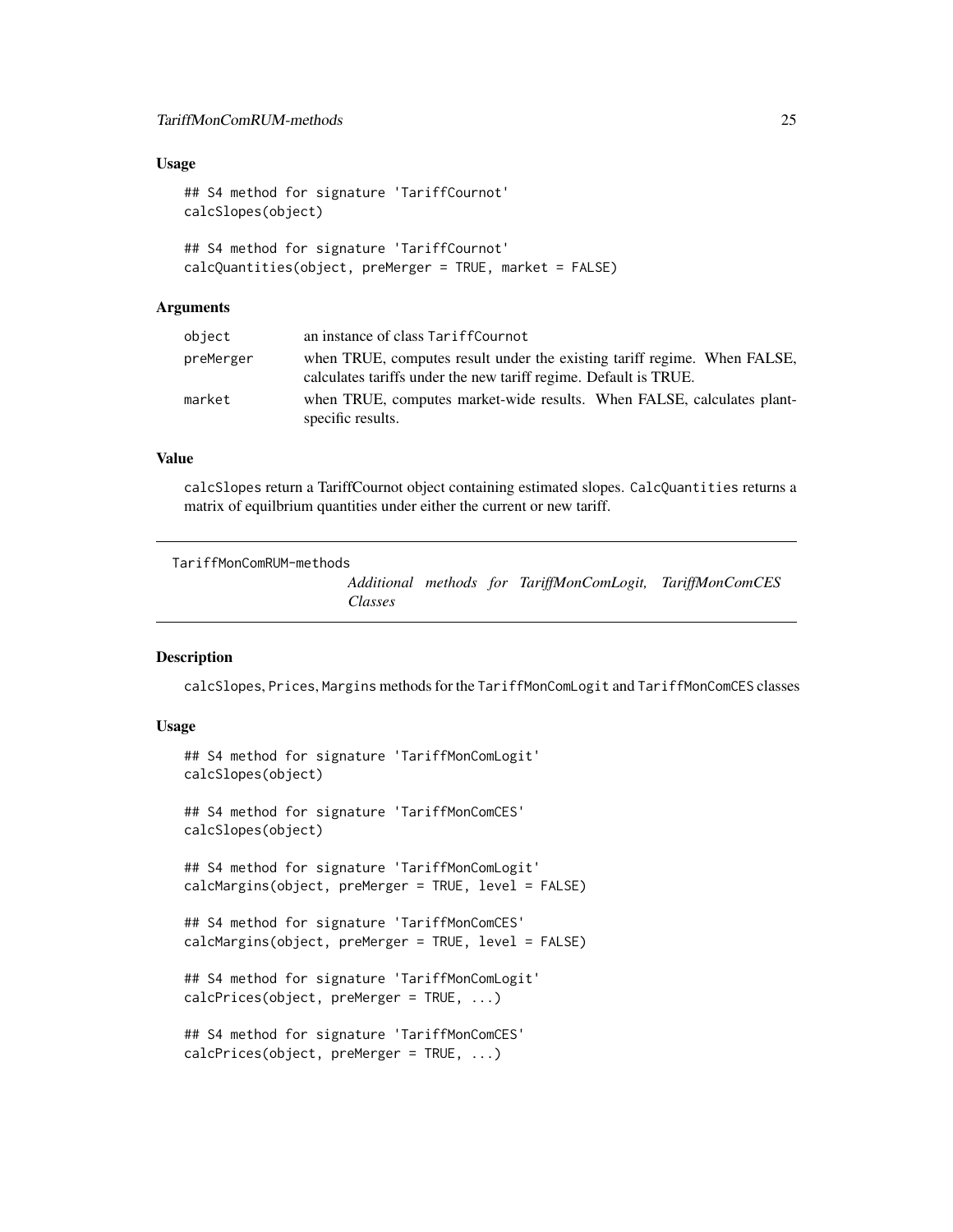### Usage

```
## S4 method for signature 'TariffCournot'
calcSlopes(object)

## S4 method for signature 'TariffCournot'
calcQuantities(object, preMerger = TRUE, market = FALSE)
```

### Arguments

| | |
|---|---|
| object | an instance of class TariffCournot |
| preMerger | when TRUE, computes result under the existing tariff regime. When FALSE, calculates tariffs under the new tariff regime. Default is TRUE. |
| market | when TRUE, computes market-wide results. When FALSE, calculates plant-specific results. |

### Value

calcSlopes return a TariffCournot object containing estimated slopes. CalcQuantities returns a matrix of equilbrium quantities under either the current or new tariff.

---

## TariffMonComRUM-methods — *Additional methods for TariffMonComLogit, TariffMonComCES Classes*

### Description

calcSlopes, Prices, Margins methods for the TariffMonComLogit and TariffMonComCES classes

### Usage

```
## S4 method for signature 'TariffMonComLogit'
calcSlopes(object)

## S4 method for signature 'TariffMonComCES'
calcSlopes(object)

## S4 method for signature 'TariffMonComLogit'
calcMargins(object, preMerger = TRUE, level = FALSE)

## S4 method for signature 'TariffMonComCES'
calcMargins(object, preMerger = TRUE, level = FALSE)

## S4 method for signature 'TariffMonComLogit'
calcPrices(object, preMerger = TRUE, ...)

## S4 method for signature 'TariffMonComCES'
calcPrices(object, preMerger = TRUE, ...)
```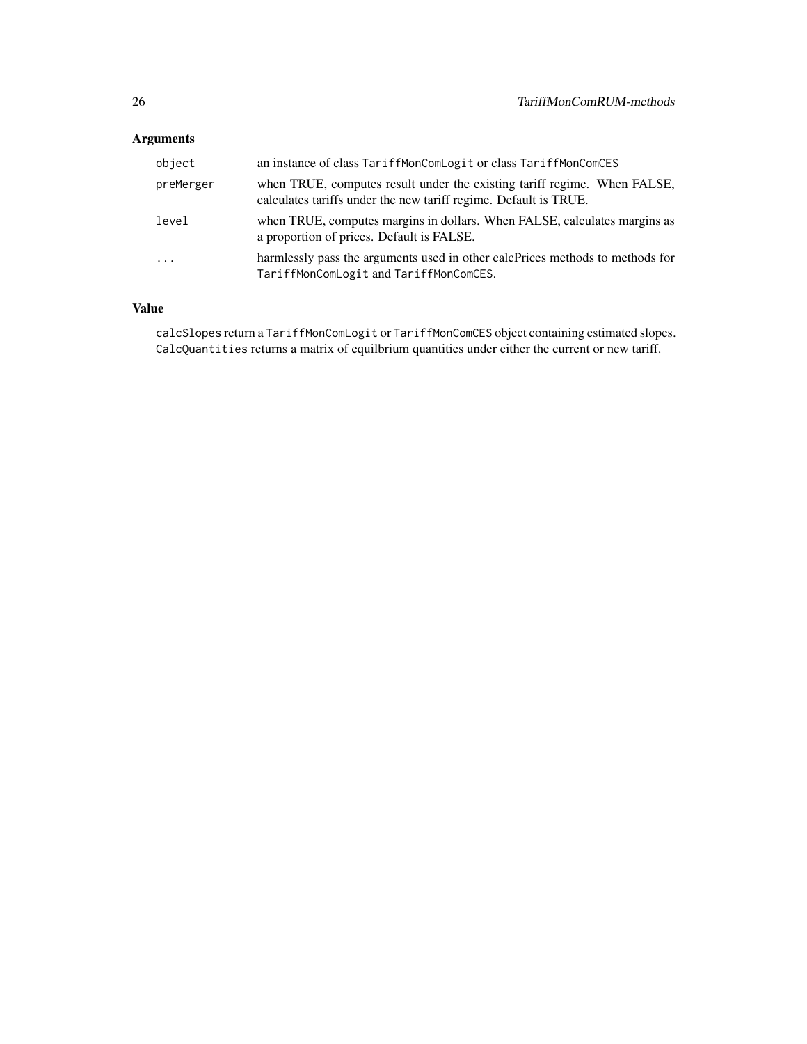## Arguments

| | |
|---|---|
| `object` | an instance of class `TariffMonComLogit` or class `TariffMonComCES` |
| `preMerger` | when TRUE, computes result under the existing tariff regime. When FALSE, calculates tariffs under the new tariff regime. Default is TRUE. |
| `level` | when TRUE, computes margins in dollars. When FALSE, calculates margins as a proportion of prices. Default is FALSE. |
| `...` | harmlessly pass the arguments used in other calcPrices methods to methods for `TariffMonComLogit` and `TariffMonComCES`. |

## Value

`calcSlopes` return a `TariffMonComLogit` or `TariffMonComCES` object containing estimated slopes. `CalcQuantities` returns a matrix of equilbrium quantities under either the current or new tariff.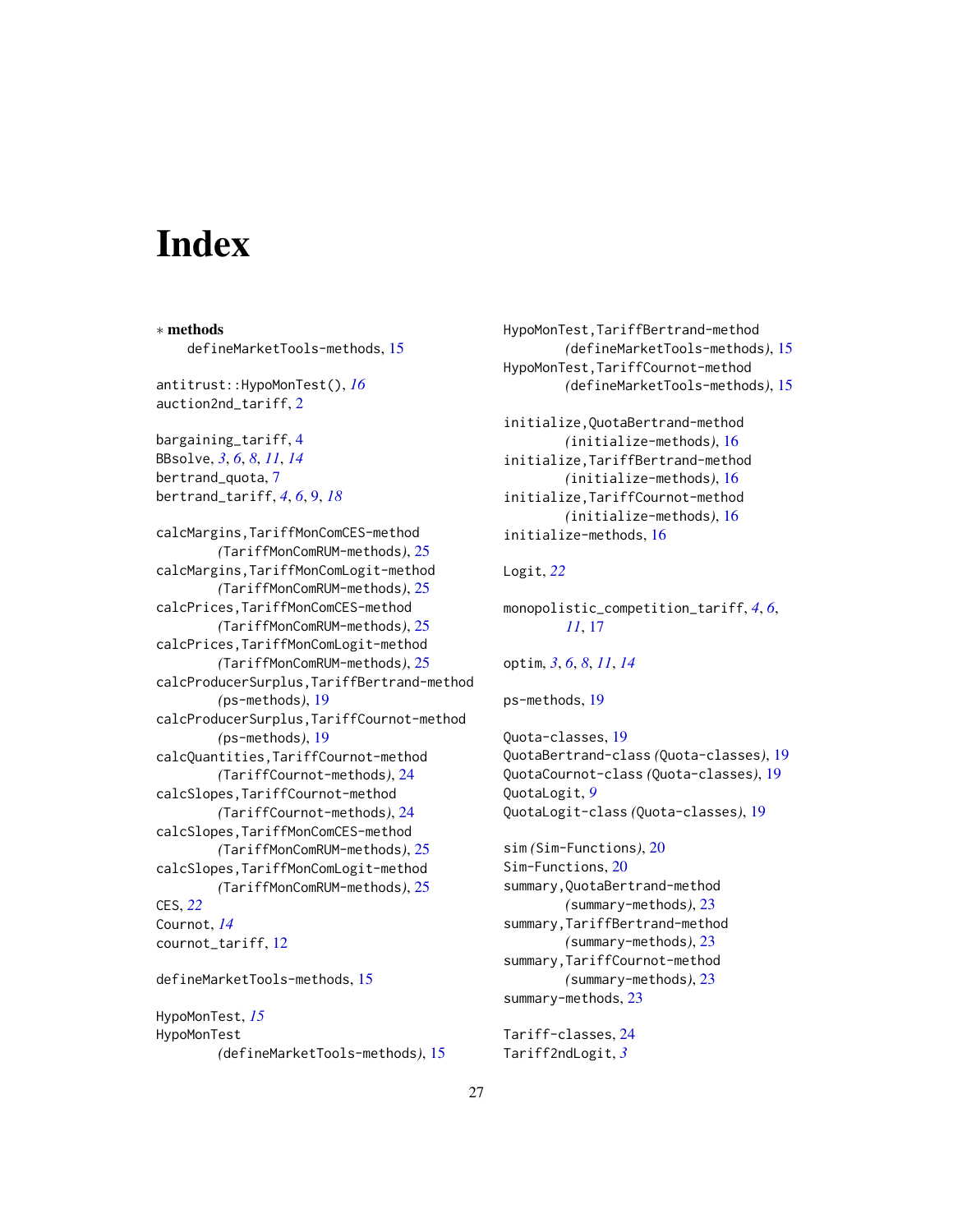# Index

∗ **methods**
    defineMarketTools-methods, 15

antitrust::HypoMonTest(), *16*
auction2nd_tariff, 2

bargaining_tariff, 4
BBsolve, *3*, *6*, *8*, *11*, *14*
bertrand_quota, 7
bertrand_tariff, *4*, *6*, 9, *18*

calcMargins,TariffMonComCES-method
        *(*TariffMonComRUM-methods*)*, 25
calcMargins,TariffMonComLogit-method
        *(*TariffMonComRUM-methods*)*, 25
calcPrices,TariffMonComCES-method
        *(*TariffMonComRUM-methods*)*, 25
calcPrices,TariffMonComLogit-method
        *(*TariffMonComRUM-methods*)*, 25
calcProducerSurplus,TariffBertrand-method
        *(*ps-methods*)*, 19
calcProducerSurplus,TariffCournot-method
        *(*ps-methods*)*, 19
calcQuantities,TariffCournot-method
        *(*TariffCournot-methods*)*, 24
calcSlopes,TariffCournot-method
        *(*TariffCournot-methods*)*, 24
calcSlopes,TariffMonComCES-method
        *(*TariffMonComRUM-methods*)*, 25
calcSlopes,TariffMonComLogit-method
        *(*TariffMonComRUM-methods*)*, 25
CES, *22*
Cournot, *14*
cournot_tariff, 12

defineMarketTools-methods, 15

HypoMonTest, *15*
HypoMonTest
        *(*defineMarketTools-methods*)*, 15
HypoMonTest,TariffBertrand-method
        *(*defineMarketTools-methods*)*, 15
HypoMonTest,TariffCournot-method
        *(*defineMarketTools-methods*)*, 15

initialize,QuotaBertrand-method
        *(*initialize-methods*)*, 16
initialize,TariffBertrand-method
        *(*initialize-methods*)*, 16
initialize,TariffCournot-method
        *(*initialize-methods*)*, 16
initialize-methods, 16

Logit, *22*

monopolistic_competition_tariff, *4*, *6*,
        *11*, 17

optim, *3*, *6*, *8*, *11*, *14*

ps-methods, 19

Quota-classes, 19
QuotaBertrand-class *(*Quota-classes*)*, 19
QuotaCournot-class *(*Quota-classes*)*, 19
QuotaLogit, *9*
QuotaLogit-class *(*Quota-classes*)*, 19

sim *(*Sim-Functions*)*, 20
Sim-Functions, 20
summary,QuotaBertrand-method
        *(*summary-methods*)*, 23
summary,TariffBertrand-method
        *(*summary-methods*)*, 23
summary,TariffCournot-method
        *(*summary-methods*)*, 23
summary-methods, 23

Tariff-classes, 24
Tariff2ndLogit, *3*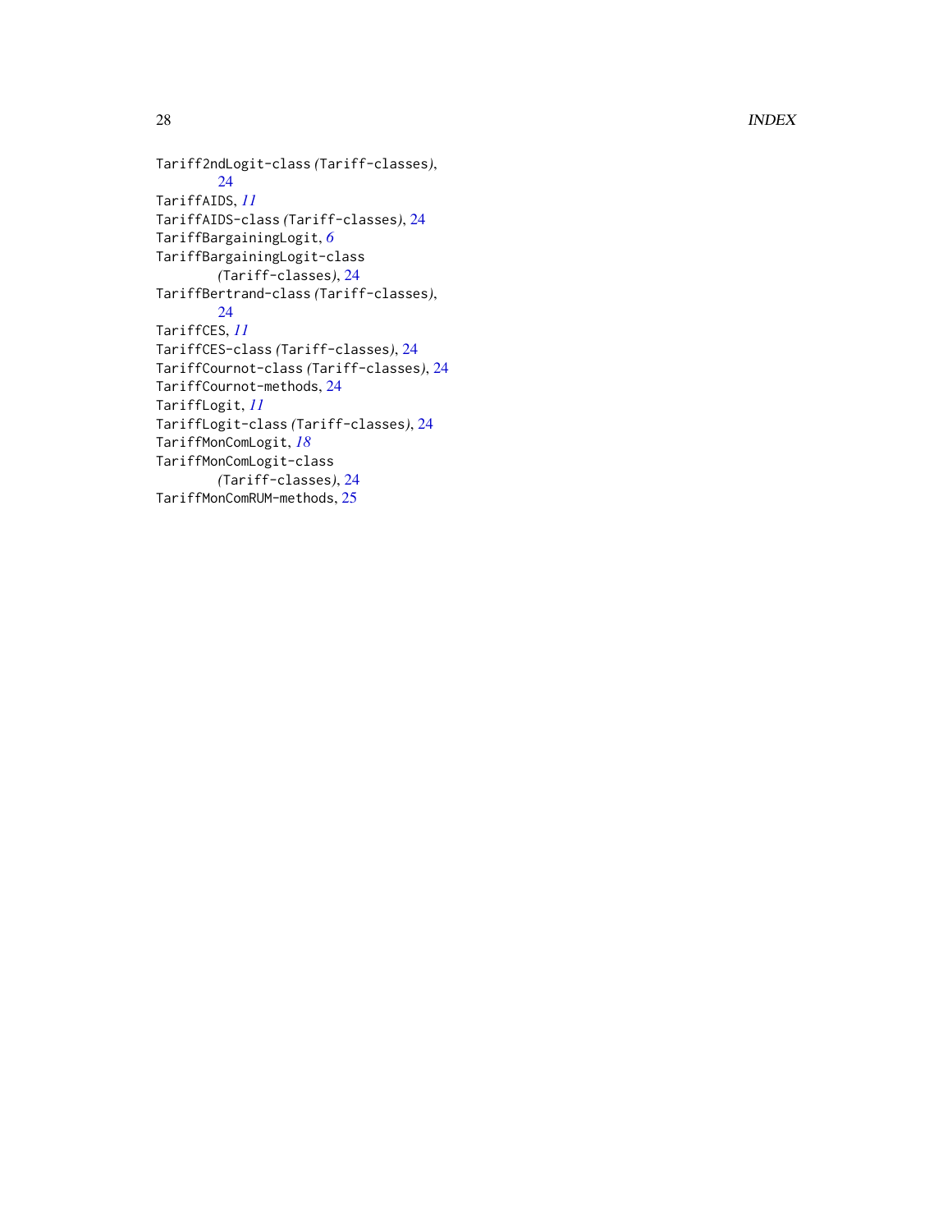Tariff2ndLogit-class (Tariff-classes), 24
TariffAIDS, *11*
TariffAIDS-class (Tariff-classes), 24
TariffBargainingLogit, *6*
TariffBargainingLogit-class (Tariff-classes), 24
TariffBertrand-class (Tariff-classes), 24
TariffCES, *11*
TariffCES-class (Tariff-classes), 24
TariffCournot-class (Tariff-classes), 24
TariffCournot-methods, 24
TariffLogit, *11*
TariffLogit-class (Tariff-classes), 24
TariffMonComLogit, *18*
TariffMonComLogit-class (Tariff-classes), 24
TariffMonComRUM-methods, 25